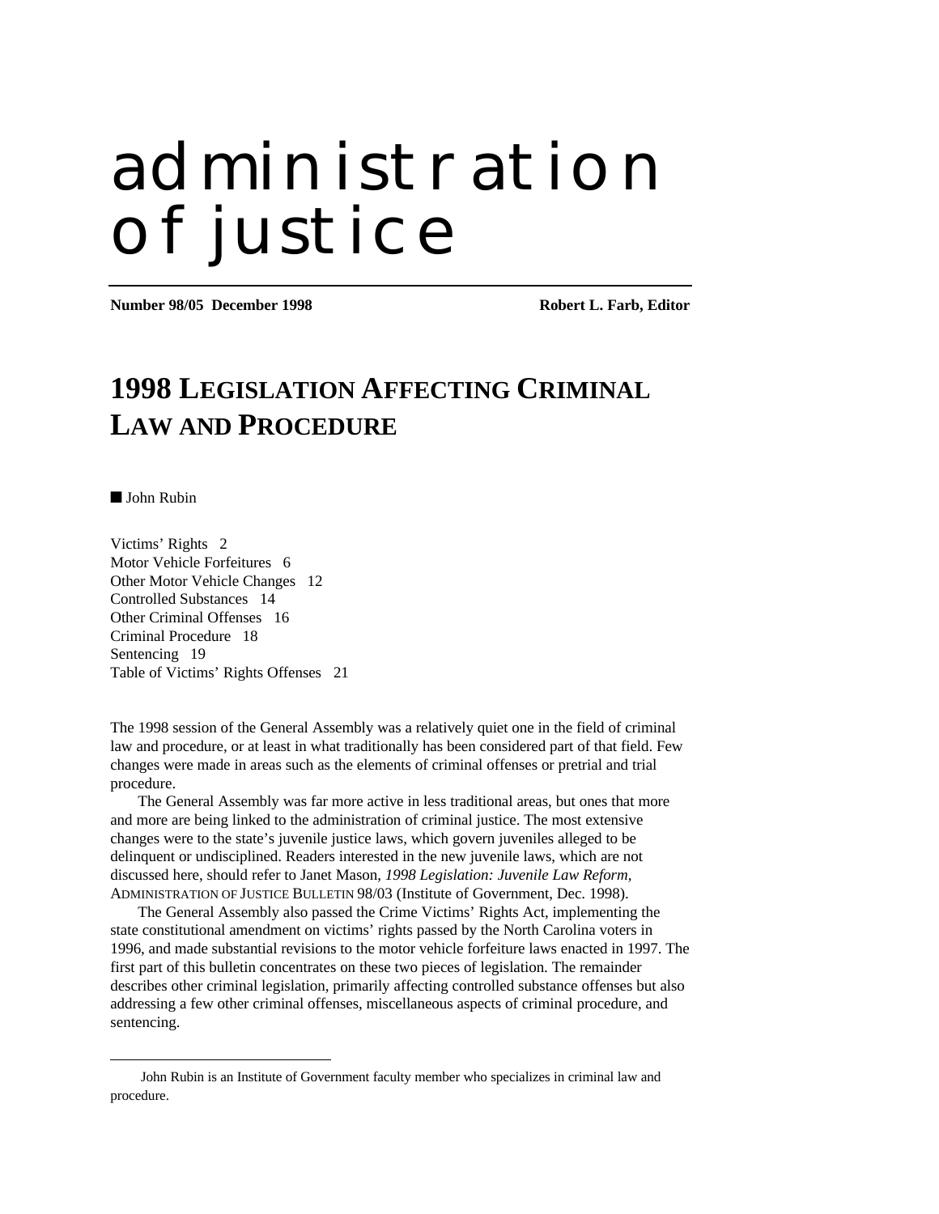# administration of justice

**Number 98/05 December 1998** **Robert L. Farb, Editor**

## 1998 LEGISLATION AFFECTING CRIMINAL LAW AND PROCEDURE

■ John Rubin

Victims' Rights 2
Motor Vehicle Forfeitures 6
Other Motor Vehicle Changes 12
Controlled Substances 14
Other Criminal Offenses 16
Criminal Procedure 18
Sentencing 19
Table of Victims' Rights Offenses 21

The 1998 session of the General Assembly was a relatively quiet one in the field of criminal law and procedure, or at least in what traditionally has been considered part of that field. Few changes were made in areas such as the elements of criminal offenses or pretrial and trial procedure.

The General Assembly was far more active in less traditional areas, but ones that more and more are being linked to the administration of criminal justice. The most extensive changes were to the state's juvenile justice laws, which govern juveniles alleged to be delinquent or undisciplined. Readers interested in the new juvenile laws, which are not discussed here, should refer to Janet Mason, *1998 Legislation: Juvenile Law Reform*, ADMINISTRATION OF JUSTICE BULLETIN 98/03 (Institute of Government, Dec. 1998).

The General Assembly also passed the Crime Victims' Rights Act, implementing the state constitutional amendment on victims' rights passed by the North Carolina voters in 1996, and made substantial revisions to the motor vehicle forfeiture laws enacted in 1997. The first part of this bulletin concentrates on these two pieces of legislation. The remainder describes other criminal legislation, primarily affecting controlled substance offenses but also addressing a few other criminal offenses, miscellaneous aspects of criminal procedure, and sentencing.

---

John Rubin is an Institute of Government faculty member who specializes in criminal law and procedure.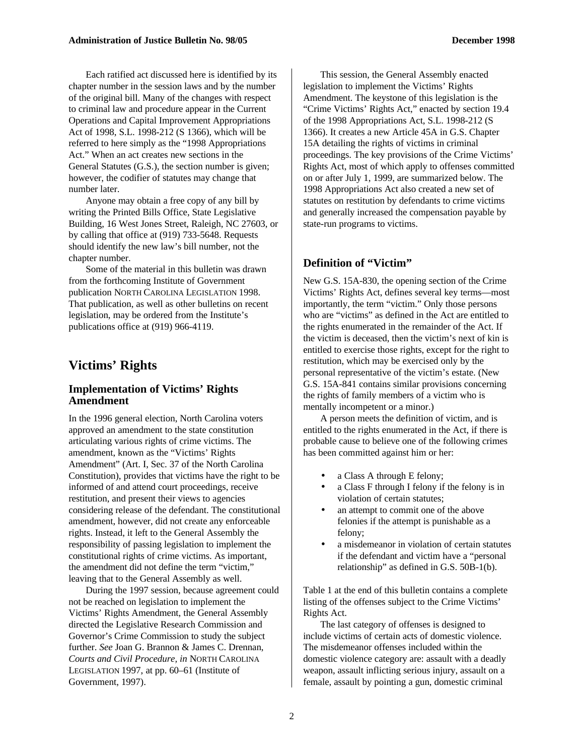Each ratified act discussed here is identified by its chapter number in the session laws and by the number of the original bill. Many of the changes with respect to criminal law and procedure appear in the Current Operations and Capital Improvement Appropriations Act of 1998, S.L. 1998-212 (S 1366), which will be referred to here simply as the "1998 Appropriations Act." When an act creates new sections in the General Statutes (G.S.), the section number is given; however, the codifier of statutes may change that number later.

Anyone may obtain a free copy of any bill by writing the Printed Bills Office, State Legislative Building, 16 West Jones Street, Raleigh, NC 27603, or by calling that office at (919) 733-5648. Requests should identify the new law's bill number, not the chapter number.

Some of the material in this bulletin was drawn from the forthcoming Institute of Government publication NORTH CAROLINA LEGISLATION 1998. That publication, as well as other bulletins on recent legislation, may be ordered from the Institute's publications office at (919) 966-4119.

# Victims' Rights

## Implementation of Victims' Rights Amendment

In the 1996 general election, North Carolina voters approved an amendment to the state constitution articulating various rights of crime victims. The amendment, known as the "Victims' Rights Amendment" (Art. I, Sec. 37 of the North Carolina Constitution), provides that victims have the right to be informed of and attend court proceedings, receive restitution, and present their views to agencies considering release of the defendant. The constitutional amendment, however, did not create any enforceable rights. Instead, it left to the General Assembly the responsibility of passing legislation to implement the constitutional rights of crime victims. As important, the amendment did not define the term "victim," leaving that to the General Assembly as well.

During the 1997 session, because agreement could not be reached on legislation to implement the Victims' Rights Amendment, the General Assembly directed the Legislative Research Commission and Governor's Crime Commission to study the subject further. *See* Joan G. Brannon & James C. Drennan, *Courts and Civil Procedure*, *in* NORTH CAROLINA LEGISLATION 1997, at pp. 60–61 (Institute of Government, 1997).

This session, the General Assembly enacted legislation to implement the Victims' Rights Amendment. The keystone of this legislation is the "Crime Victims' Rights Act," enacted by section 19.4 of the 1998 Appropriations Act, S.L. 1998-212 (S 1366). It creates a new Article 45A in G.S. Chapter 15A detailing the rights of victims in criminal proceedings. The key provisions of the Crime Victims' Rights Act, most of which apply to offenses committed on or after July 1, 1999, are summarized below. The 1998 Appropriations Act also created a new set of statutes on restitution by defendants to crime victims and generally increased the compensation payable by state-run programs to victims.

## Definition of "Victim"

New G.S. 15A-830, the opening section of the Crime Victims' Rights Act, defines several key terms—most importantly, the term "victim." Only those persons who are "victims" as defined in the Act are entitled to the rights enumerated in the remainder of the Act. If the victim is deceased, then the victim's next of kin is entitled to exercise those rights, except for the right to restitution, which may be exercised only by the personal representative of the victim's estate. (New G.S. 15A-841 contains similar provisions concerning the rights of family members of a victim who is mentally incompetent or a minor.)

A person meets the definition of victim, and is entitled to the rights enumerated in the Act, if there is probable cause to believe one of the following crimes has been committed against him or her:

- a Class A through E felony;
- a Class F through I felony if the felony is in violation of certain statutes;
- an attempt to commit one of the above felonies if the attempt is punishable as a felony;
- a misdemeanor in violation of certain statutes if the defendant and victim have a "personal relationship" as defined in G.S. 50B-1(b).

Table 1 at the end of this bulletin contains a complete listing of the offenses subject to the Crime Victims' Rights Act.

The last category of offenses is designed to include victims of certain acts of domestic violence. The misdemeanor offenses included within the domestic violence category are: assault with a deadly weapon, assault inflicting serious injury, assault on a female, assault by pointing a gun, domestic criminal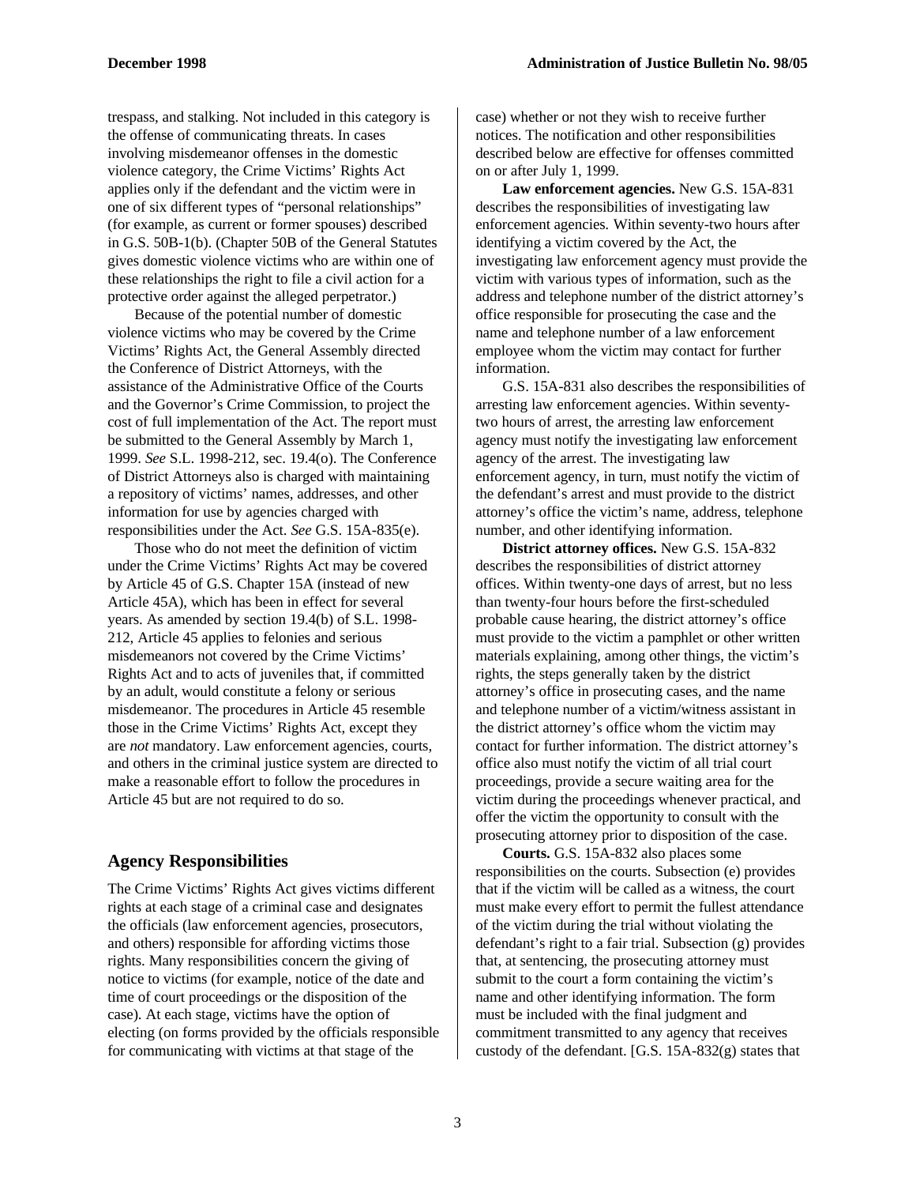trespass, and stalking. Not included in this category is the offense of communicating threats. In cases involving misdemeanor offenses in the domestic violence category, the Crime Victims' Rights Act applies only if the defendant and the victim were in one of six different types of "personal relationships" (for example, as current or former spouses) described in G.S. 50B-1(b). (Chapter 50B of the General Statutes gives domestic violence victims who are within one of these relationships the right to file a civil action for a protective order against the alleged perpetrator.)

Because of the potential number of domestic violence victims who may be covered by the Crime Victims' Rights Act, the General Assembly directed the Conference of District Attorneys, with the assistance of the Administrative Office of the Courts and the Governor's Crime Commission, to project the cost of full implementation of the Act. The report must be submitted to the General Assembly by March 1, 1999. *See* S.L. 1998-212, sec. 19.4(o). The Conference of District Attorneys also is charged with maintaining a repository of victims' names, addresses, and other information for use by agencies charged with responsibilities under the Act. *See* G.S. 15A-835(e).

Those who do not meet the definition of victim under the Crime Victims' Rights Act may be covered by Article 45 of G.S. Chapter 15A (instead of new Article 45A), which has been in effect for several years. As amended by section 19.4(b) of S.L. 1998-212, Article 45 applies to felonies and serious misdemeanors not covered by the Crime Victims' Rights Act and to acts of juveniles that, if committed by an adult, would constitute a felony or serious misdemeanor. The procedures in Article 45 resemble those in the Crime Victims' Rights Act, except they are *not* mandatory. Law enforcement agencies, courts, and others in the criminal justice system are directed to make a reasonable effort to follow the procedures in Article 45 but are not required to do so.

## Agency Responsibilities

The Crime Victims' Rights Act gives victims different rights at each stage of a criminal case and designates the officials (law enforcement agencies, prosecutors, and others) responsible for affording victims those rights. Many responsibilities concern the giving of notice to victims (for example, notice of the date and time of court proceedings or the disposition of the case). At each stage, victims have the option of electing (on forms provided by the officials responsible for communicating with victims at that stage of the case) whether or not they wish to receive further notices. The notification and other responsibilities described below are effective for offenses committed on or after July 1, 1999.

**Law enforcement agencies.** New G.S. 15A-831 describes the responsibilities of investigating law enforcement agencies. Within seventy-two hours after identifying a victim covered by the Act, the investigating law enforcement agency must provide the victim with various types of information, such as the address and telephone number of the district attorney's office responsible for prosecuting the case and the name and telephone number of a law enforcement employee whom the victim may contact for further information.

G.S. 15A-831 also describes the responsibilities of arresting law enforcement agencies. Within seventy-two hours of arrest, the arresting law enforcement agency must notify the investigating law enforcement agency of the arrest. The investigating law enforcement agency, in turn, must notify the victim of the defendant's arrest and must provide to the district attorney's office the victim's name, address, telephone number, and other identifying information.

**District attorney offices.** New G.S. 15A-832 describes the responsibilities of district attorney offices. Within twenty-one days of arrest, but no less than twenty-four hours before the first-scheduled probable cause hearing, the district attorney's office must provide to the victim a pamphlet or other written materials explaining, among other things, the victim's rights, the steps generally taken by the district attorney's office in prosecuting cases, and the name and telephone number of a victim/witness assistant in the district attorney's office whom the victim may contact for further information. The district attorney's office also must notify the victim of all trial court proceedings, provide a secure waiting area for the victim during the proceedings whenever practical, and offer the victim the opportunity to consult with the prosecuting attorney prior to disposition of the case.

**Courts.** G.S. 15A-832 also places some responsibilities on the courts. Subsection (e) provides that if the victim will be called as a witness, the court must make every effort to permit the fullest attendance of the victim during the trial without violating the defendant's right to a fair trial. Subsection (g) provides that, at sentencing, the prosecuting attorney must submit to the court a form containing the victim's name and other identifying information. The form must be included with the final judgment and commitment transmitted to any agency that receives custody of the defendant. [G.S. 15A-832(g) states that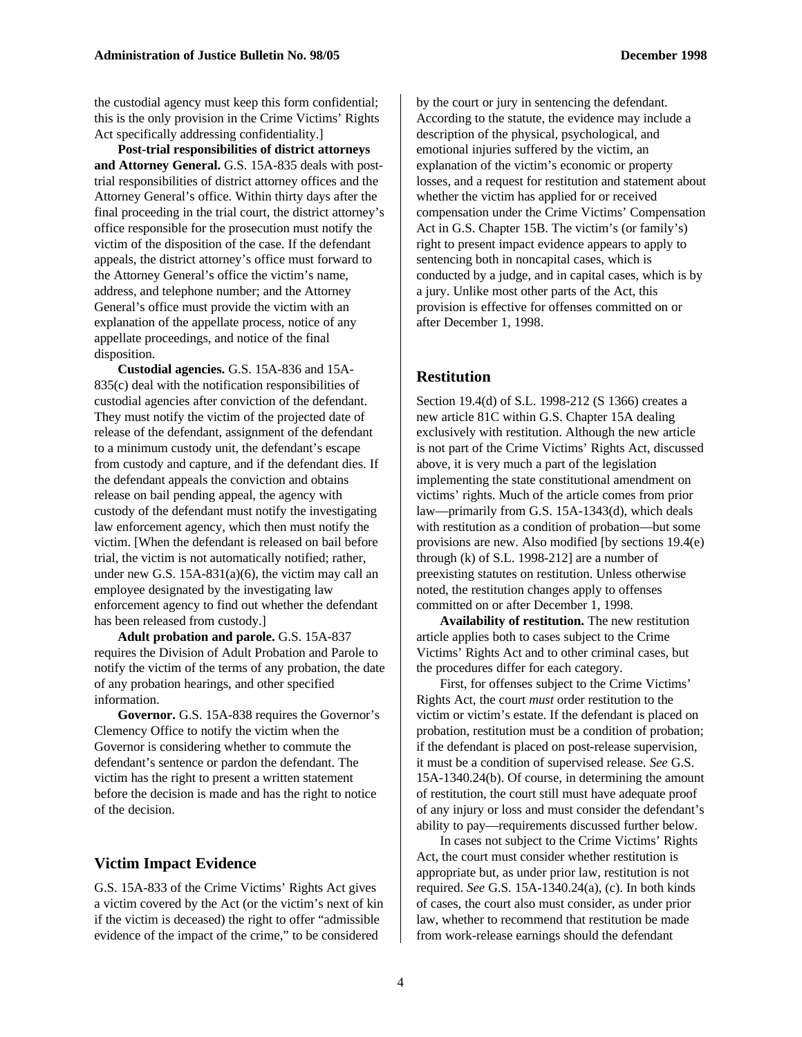the custodial agency must keep this form confidential; this is the only provision in the Crime Victims' Rights Act specifically addressing confidentiality.]

**Post-trial responsibilities of district attorneys and Attorney General.** G.S. 15A-835 deals with post-trial responsibilities of district attorney offices and the Attorney General's office. Within thirty days after the final proceeding in the trial court, the district attorney's office responsible for the prosecution must notify the victim of the disposition of the case. If the defendant appeals, the district attorney's office must forward to the Attorney General's office the victim's name, address, and telephone number; and the Attorney General's office must provide the victim with an explanation of the appellate process, notice of any appellate proceedings, and notice of the final disposition.

**Custodial agencies.** G.S. 15A-836 and 15A-835(c) deal with the notification responsibilities of custodial agencies after conviction of the defendant. They must notify the victim of the projected date of release of the defendant, assignment of the defendant to a minimum custody unit, the defendant's escape from custody and capture, and if the defendant dies. If the defendant appeals the conviction and obtains release on bail pending appeal, the agency with custody of the defendant must notify the investigating law enforcement agency, which then must notify the victim. [When the defendant is released on bail before trial, the victim is not automatically notified; rather, under new G.S. 15A-831(a)(6), the victim may call an employee designated by the investigating law enforcement agency to find out whether the defendant has been released from custody.]

**Adult probation and parole.** G.S. 15A-837 requires the Division of Adult Probation and Parole to notify the victim of the terms of any probation, the date of any probation hearings, and other specified information.

**Governor.** G.S. 15A-838 requires the Governor's Clemency Office to notify the victim when the Governor is considering whether to commute the defendant's sentence or pardon the defendant. The victim has the right to present a written statement before the decision is made and has the right to notice of the decision.

## Victim Impact Evidence

G.S. 15A-833 of the Crime Victims' Rights Act gives a victim covered by the Act (or the victim's next of kin if the victim is deceased) the right to offer "admissible evidence of the impact of the crime," to be considered by the court or jury in sentencing the defendant. According to the statute, the evidence may include a description of the physical, psychological, and emotional injuries suffered by the victim, an explanation of the victim's economic or property losses, and a request for restitution and statement about whether the victim has applied for or received compensation under the Crime Victims' Compensation Act in G.S. Chapter 15B. The victim's (or family's) right to present impact evidence appears to apply to sentencing both in noncapital cases, which is conducted by a judge, and in capital cases, which is by a jury. Unlike most other parts of the Act, this provision is effective for offenses committed on or after December 1, 1998.

## Restitution

Section 19.4(d) of S.L. 1998-212 (S 1366) creates a new article 81C within G.S. Chapter 15A dealing exclusively with restitution. Although the new article is not part of the Crime Victims' Rights Act, discussed above, it is very much a part of the legislation implementing the state constitutional amendment on victims' rights. Much of the article comes from prior law—primarily from G.S. 15A-1343(d), which deals with restitution as a condition of probation—but some provisions are new. Also modified [by sections 19.4(e) through (k) of S.L. 1998-212] are a number of preexisting statutes on restitution. Unless otherwise noted, the restitution changes apply to offenses committed on or after December 1, 1998.

**Availability of restitution.** The new restitution article applies both to cases subject to the Crime Victims' Rights Act and to other criminal cases, but the procedures differ for each category.

First, for offenses subject to the Crime Victims' Rights Act, the court *must* order restitution to the victim or victim's estate. If the defendant is placed on probation, restitution must be a condition of probation; if the defendant is placed on post-release supervision, it must be a condition of supervised release. *See* G.S. 15A-1340.24(b). Of course, in determining the amount of restitution, the court still must have adequate proof of any injury or loss and must consider the defendant's ability to pay—requirements discussed further below.

In cases not subject to the Crime Victims' Rights Act, the court must consider whether restitution is appropriate but, as under prior law, restitution is not required. *See* G.S. 15A-1340.24(a), (c). In both kinds of cases, the court also must consider, as under prior law, whether to recommend that restitution be made from work-release earnings should the defendant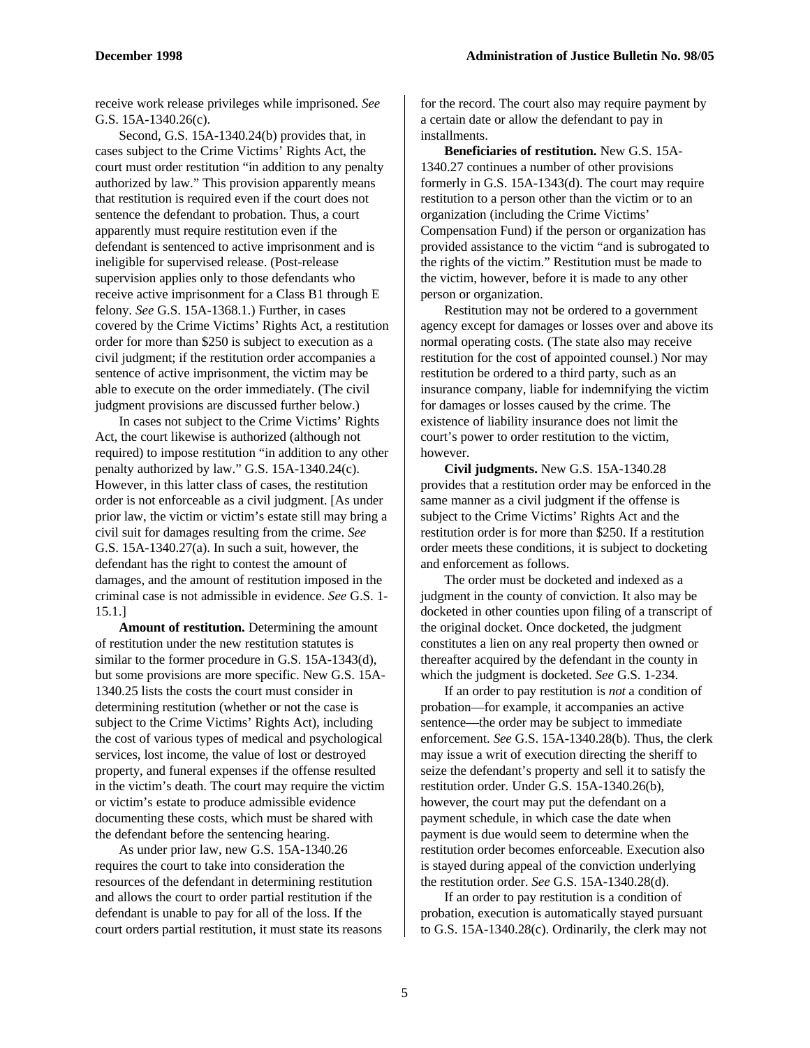receive work release privileges while imprisoned. *See* G.S. 15A-1340.26(c).

Second, G.S. 15A-1340.24(b) provides that, in cases subject to the Crime Victims' Rights Act, the court must order restitution "in addition to any penalty authorized by law." This provision apparently means that restitution is required even if the court does not sentence the defendant to probation. Thus, a court apparently must require restitution even if the defendant is sentenced to active imprisonment and is ineligible for supervised release. (Post-release supervision applies only to those defendants who receive active imprisonment for a Class B1 through E felony. *See* G.S. 15A-1368.1.) Further, in cases covered by the Crime Victims' Rights Act, a restitution order for more than $250 is subject to execution as a civil judgment; if the restitution order accompanies a sentence of active imprisonment, the victim may be able to execute on the order immediately. (The civil judgment provisions are discussed further below.)

In cases not subject to the Crime Victims' Rights Act, the court likewise is authorized (although not required) to impose restitution "in addition to any other penalty authorized by law." G.S. 15A-1340.24(c). However, in this latter class of cases, the restitution order is not enforceable as a civil judgment. [As under prior law, the victim or victim's estate still may bring a civil suit for damages resulting from the crime. *See* G.S. 15A-1340.27(a). In such a suit, however, the defendant has the right to contest the amount of damages, and the amount of restitution imposed in the criminal case is not admissible in evidence. *See* G.S. 1-15.1.]

**Amount of restitution.** Determining the amount of restitution under the new restitution statutes is similar to the former procedure in G.S. 15A-1343(d), but some provisions are more specific. New G.S. 15A-1340.25 lists the costs the court must consider in determining restitution (whether or not the case is subject to the Crime Victims' Rights Act), including the cost of various types of medical and psychological services, lost income, the value of lost or destroyed property, and funeral expenses if the offense resulted in the victim's death. The court may require the victim or victim's estate to produce admissible evidence documenting these costs, which must be shared with the defendant before the sentencing hearing.

As under prior law, new G.S. 15A-1340.26 requires the court to take into consideration the resources of the defendant in determining restitution and allows the court to order partial restitution if the defendant is unable to pay for all of the loss. If the court orders partial restitution, it must state its reasons for the record. The court also may require payment by a certain date or allow the defendant to pay in installments.

**Beneficiaries of restitution.** New G.S. 15A-1340.27 continues a number of other provisions formerly in G.S. 15A-1343(d). The court may require restitution to a person other than the victim or to an organization (including the Crime Victims' Compensation Fund) if the person or organization has provided assistance to the victim "and is subrogated to the rights of the victim." Restitution must be made to the victim, however, before it is made to any other person or organization.

Restitution may not be ordered to a government agency except for damages or losses over and above its normal operating costs. (The state also may receive restitution for the cost of appointed counsel.) Nor may restitution be ordered to a third party, such as an insurance company, liable for indemnifying the victim for damages or losses caused by the crime. The existence of liability insurance does not limit the court's power to order restitution to the victim, however.

**Civil judgments.** New G.S. 15A-1340.28 provides that a restitution order may be enforced in the same manner as a civil judgment if the offense is subject to the Crime Victims' Rights Act and the restitution order is for more than $250. If a restitution order meets these conditions, it is subject to docketing and enforcement as follows.

The order must be docketed and indexed as a judgment in the county of conviction. It also may be docketed in other counties upon filing of a transcript of the original docket. Once docketed, the judgment constitutes a lien on any real property then owned or thereafter acquired by the defendant in the county in which the judgment is docketed. *See* G.S. 1-234.

If an order to pay restitution is *not* a condition of probation—for example, it accompanies an active sentence—the order may be subject to immediate enforcement. *See* G.S. 15A-1340.28(b). Thus, the clerk may issue a writ of execution directing the sheriff to seize the defendant's property and sell it to satisfy the restitution order. Under G.S. 15A-1340.26(b), however, the court may put the defendant on a payment schedule, in which case the date when payment is due would seem to determine when the restitution order becomes enforceable. Execution also is stayed during appeal of the conviction underlying the restitution order. *See* G.S. 15A-1340.28(d).

If an order to pay restitution is a condition of probation, execution is automatically stayed pursuant to G.S. 15A-1340.28(c). Ordinarily, the clerk may not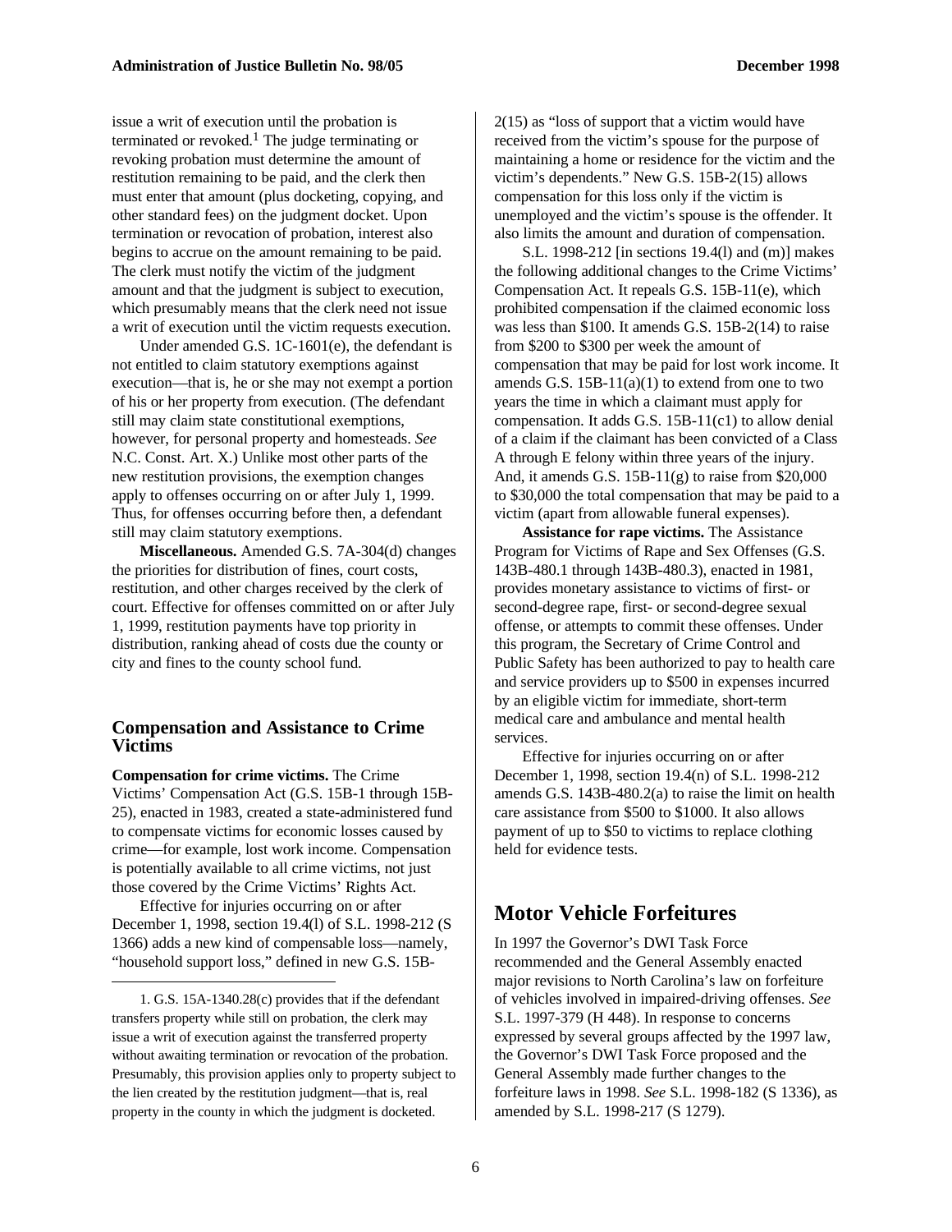issue a writ of execution until the probation is terminated or revoked.[1] The judge terminating or revoking probation must determine the amount of restitution remaining to be paid, and the clerk then must enter that amount (plus docketing, copying, and other standard fees) on the judgment docket. Upon termination or revocation of probation, interest also begins to accrue on the amount remaining to be paid. The clerk must notify the victim of the judgment amount and that the judgment is subject to execution, which presumably means that the clerk need not issue a writ of execution until the victim requests execution.

Under amended G.S. 1C-1601(e), the defendant is not entitled to claim statutory exemptions against execution—that is, he or she may not exempt a portion of his or her property from execution. (The defendant still may claim state constitutional exemptions, however, for personal property and homesteads. *See* N.C. Const. Art. X.) Unlike most other parts of the new restitution provisions, the exemption changes apply to offenses occurring on or after July 1, 1999. Thus, for offenses occurring before then, a defendant still may claim statutory exemptions.

**Miscellaneous.** Amended G.S. 7A-304(d) changes the priorities for distribution of fines, court costs, restitution, and other charges received by the clerk of court. Effective for offenses committed on or after July 1, 1999, restitution payments have top priority in distribution, ranking ahead of costs due the county or city and fines to the county school fund.

1. G.S. 15A-1340.28(c) provides that if the defendant transfers property while still on probation, the clerk may issue a writ of execution against the transferred property without awaiting termination or revocation of the probation. Presumably, this provision applies only to property subject to the lien created by the restitution judgment—that is, real property in the county in which the judgment is docketed.

### Compensation and Assistance to Crime Victims

**Compensation for crime victims.** The Crime Victims' Compensation Act (G.S. 15B-1 through 15B-25), enacted in 1983, created a state-administered fund to compensate victims for economic losses caused by crime—for example, lost work income. Compensation is potentially available to all crime victims, not just those covered by the Crime Victims' Rights Act.

Effective for injuries occurring on or after December 1, 1998, section 19.4(l) of S.L. 1998-212 (S 1366) adds a new kind of compensable loss—namely, "household support loss," defined in new G.S. 15B-2(15) as "loss of support that a victim would have received from the victim's spouse for the purpose of maintaining a home or residence for the victim and the victim's dependents." New G.S. 15B-2(15) allows compensation for this loss only if the victim is unemployed and the victim's spouse is the offender. It also limits the amount and duration of compensation.

S.L. 1998-212 [in sections 19.4(l) and (m)] makes the following additional changes to the Crime Victims' Compensation Act. It repeals G.S. 15B-11(e), which prohibited compensation if the claimed economic loss was less than $100. It amends G.S. 15B-2(14) to raise from $200 to $300 per week the amount of compensation that may be paid for lost work income. It amends G.S. 15B-11(a)(1) to extend from one to two years the time in which a claimant must apply for compensation. It adds G.S. 15B-11(c1) to allow denial of a claim if the claimant has been convicted of a Class A through E felony within three years of the injury. And, it amends G.S. 15B-11(g) to raise from $20,000 to $30,000 the total compensation that may be paid to a victim (apart from allowable funeral expenses).

**Assistance for rape victims.** The Assistance Program for Victims of Rape and Sex Offenses (G.S. 143B-480.1 through 143B-480.3), enacted in 1981, provides monetary assistance to victims of first- or second-degree rape, first- or second-degree sexual offense, or attempts to commit these offenses. Under this program, the Secretary of Crime Control and Public Safety has been authorized to pay to health care and service providers up to $500 in expenses incurred by an eligible victim for immediate, short-term medical care and ambulance and mental health services.

Effective for injuries occurring on or after December 1, 1998, section 19.4(n) of S.L. 1998-212 amends G.S. 143B-480.2(a) to raise the limit on health care assistance from $500 to $1000. It also allows payment of up to $50 to victims to replace clothing held for evidence tests.

## Motor Vehicle Forfeitures

In 1997 the Governor's DWI Task Force recommended and the General Assembly enacted major revisions to North Carolina's law on forfeiture of vehicles involved in impaired-driving offenses. *See* S.L. 1997-379 (H 448). In response to concerns expressed by several groups affected by the 1997 law, the Governor's DWI Task Force proposed and the General Assembly made further changes to the forfeiture laws in 1998. *See* S.L. 1998-182 (S 1336), as amended by S.L. 1998-217 (S 1279).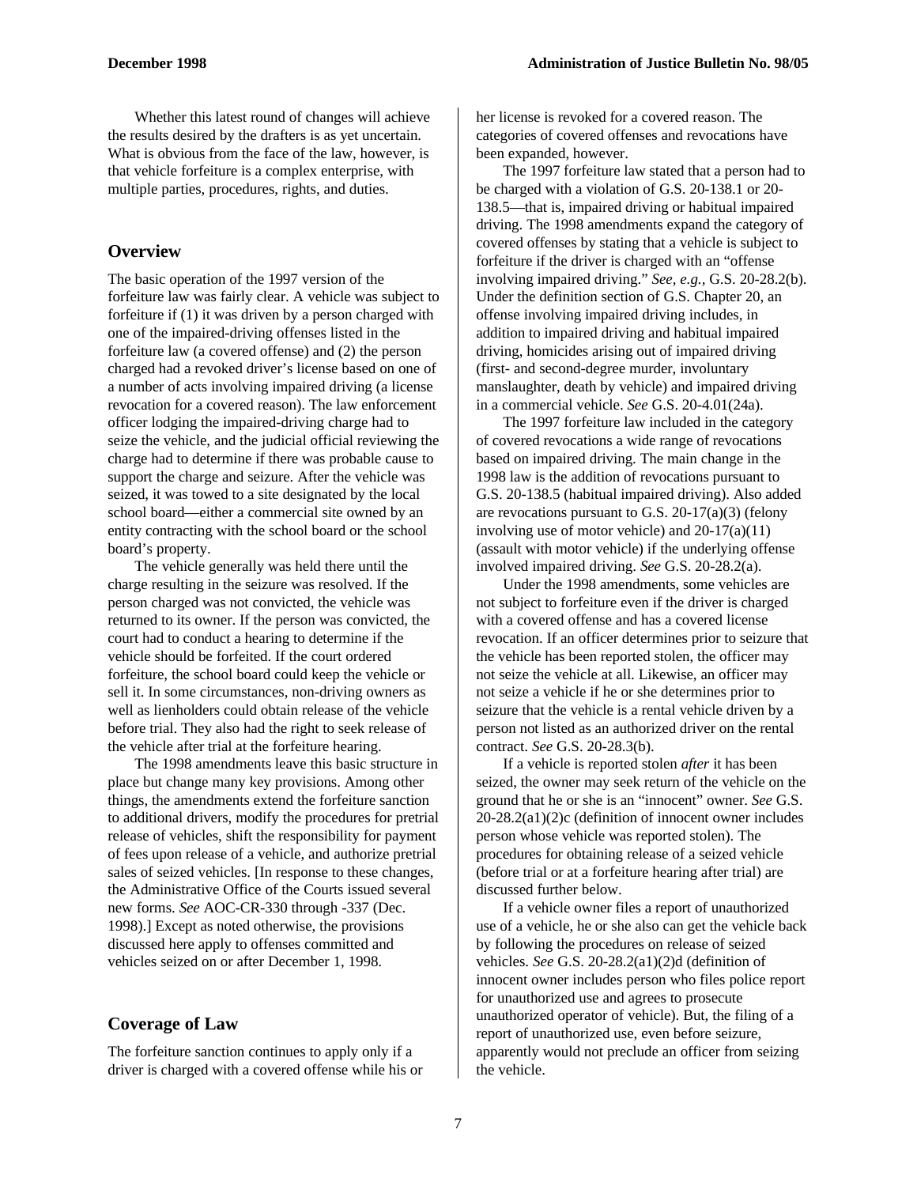Whether this latest round of changes will achieve the results desired by the drafters is as yet uncertain. What is obvious from the face of the law, however, is that vehicle forfeiture is a complex enterprise, with multiple parties, procedures, rights, and duties.

## Overview

The basic operation of the 1997 version of the forfeiture law was fairly clear. A vehicle was subject to forfeiture if (1) it was driven by a person charged with one of the impaired-driving offenses listed in the forfeiture law (a covered offense) and (2) the person charged had a revoked driver's license based on one of a number of acts involving impaired driving (a license revocation for a covered reason). The law enforcement officer lodging the impaired-driving charge had to seize the vehicle, and the judicial official reviewing the charge had to determine if there was probable cause to support the charge and seizure. After the vehicle was seized, it was towed to a site designated by the local school board—either a commercial site owned by an entity contracting with the school board or the school board's property.

The vehicle generally was held there until the charge resulting in the seizure was resolved. If the person charged was not convicted, the vehicle was returned to its owner. If the person was convicted, the court had to conduct a hearing to determine if the vehicle should be forfeited. If the court ordered forfeiture, the school board could keep the vehicle or sell it. In some circumstances, non-driving owners as well as lienholders could obtain release of the vehicle before trial. They also had the right to seek release of the vehicle after trial at the forfeiture hearing.

The 1998 amendments leave this basic structure in place but change many key provisions. Among other things, the amendments extend the forfeiture sanction to additional drivers, modify the procedures for pretrial release of vehicles, shift the responsibility for payment of fees upon release of a vehicle, and authorize pretrial sales of seized vehicles. [In response to these changes, the Administrative Office of the Courts issued several new forms. *See* AOC-CR-330 through -337 (Dec. 1998).] Except as noted otherwise, the provisions discussed here apply to offenses committed and vehicles seized on or after December 1, 1998.

## Coverage of Law

The forfeiture sanction continues to apply only if a driver is charged with a covered offense while his or her license is revoked for a covered reason. The categories of covered offenses and revocations have been expanded, however.

The 1997 forfeiture law stated that a person had to be charged with a violation of G.S. 20-138.1 or 20-138.5—that is, impaired driving or habitual impaired driving. The 1998 amendments expand the category of covered offenses by stating that a vehicle is subject to forfeiture if the driver is charged with an "offense involving impaired driving." *See, e.g.,* G.S. 20-28.2(b). Under the definition section of G.S. Chapter 20, an offense involving impaired driving includes, in addition to impaired driving and habitual impaired driving, homicides arising out of impaired driving (first- and second-degree murder, involuntary manslaughter, death by vehicle) and impaired driving in a commercial vehicle. *See* G.S. 20-4.01(24a).

The 1997 forfeiture law included in the category of covered revocations a wide range of revocations based on impaired driving. The main change in the 1998 law is the addition of revocations pursuant to G.S. 20-138.5 (habitual impaired driving). Also added are revocations pursuant to G.S. 20-17(a)(3) (felony involving use of motor vehicle) and 20-17(a)(11) (assault with motor vehicle) if the underlying offense involved impaired driving. *See* G.S. 20-28.2(a).

Under the 1998 amendments, some vehicles are not subject to forfeiture even if the driver is charged with a covered offense and has a covered license revocation. If an officer determines prior to seizure that the vehicle has been reported stolen, the officer may not seize the vehicle at all. Likewise, an officer may not seize a vehicle if he or she determines prior to seizure that the vehicle is a rental vehicle driven by a person not listed as an authorized driver on the rental contract. *See* G.S. 20-28.3(b).

If a vehicle is reported stolen *after* it has been seized, the owner may seek return of the vehicle on the ground that he or she is an "innocent" owner. *See* G.S. 20-28.2(a1)(2)c (definition of innocent owner includes person whose vehicle was reported stolen). The procedures for obtaining release of a seized vehicle (before trial or at a forfeiture hearing after trial) are discussed further below.

If a vehicle owner files a report of unauthorized use of a vehicle, he or she also can get the vehicle back by following the procedures on release of seized vehicles. *See* G.S. 20-28.2(a1)(2)d (definition of innocent owner includes person who files police report for unauthorized use and agrees to prosecute unauthorized operator of vehicle). But, the filing of a report of unauthorized use, even before seizure, apparently would not preclude an officer from seizing the vehicle.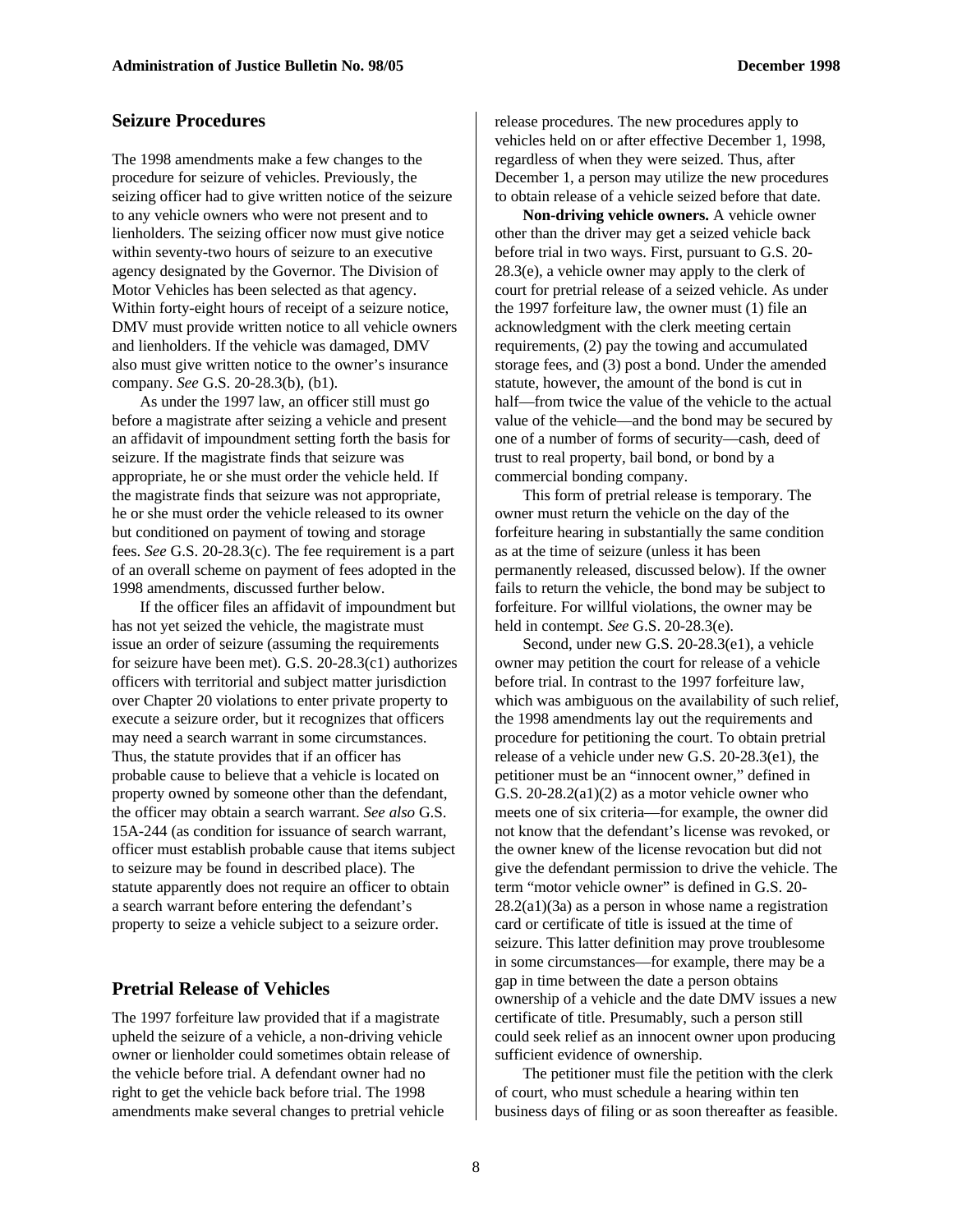## Seizure Procedures

The 1998 amendments make a few changes to the procedure for seizure of vehicles. Previously, the seizing officer had to give written notice of the seizure to any vehicle owners who were not present and to lienholders. The seizing officer now must give notice within seventy-two hours of seizure to an executive agency designated by the Governor. The Division of Motor Vehicles has been selected as that agency. Within forty-eight hours of receipt of a seizure notice, DMV must provide written notice to all vehicle owners and lienholders. If the vehicle was damaged, DMV also must give written notice to the owner's insurance company. *See* G.S. 20-28.3(b), (b1).

As under the 1997 law, an officer still must go before a magistrate after seizing a vehicle and present an affidavit of impoundment setting forth the basis for seizure. If the magistrate finds that seizure was appropriate, he or she must order the vehicle held. If the magistrate finds that seizure was not appropriate, he or she must order the vehicle released to its owner but conditioned on payment of towing and storage fees. *See* G.S. 20-28.3(c). The fee requirement is a part of an overall scheme on payment of fees adopted in the 1998 amendments, discussed further below.

If the officer files an affidavit of impoundment but has not yet seized the vehicle, the magistrate must issue an order of seizure (assuming the requirements for seizure have been met). G.S. 20-28.3(c1) authorizes officers with territorial and subject matter jurisdiction over Chapter 20 violations to enter private property to execute a seizure order, but it recognizes that officers may need a search warrant in some circumstances. Thus, the statute provides that if an officer has probable cause to believe that a vehicle is located on property owned by someone other than the defendant, the officer may obtain a search warrant. *See also* G.S. 15A-244 (as condition for issuance of search warrant, officer must establish probable cause that items subject to seizure may be found in described place). The statute apparently does not require an officer to obtain a search warrant before entering the defendant's property to seize a vehicle subject to a seizure order.

## Pretrial Release of Vehicles

The 1997 forfeiture law provided that if a magistrate upheld the seizure of a vehicle, a non-driving vehicle owner or lienholder could sometimes obtain release of the vehicle before trial. A defendant owner had no right to get the vehicle back before trial. The 1998 amendments make several changes to pretrial vehicle release procedures. The new procedures apply to vehicles held on or after effective December 1, 1998, regardless of when they were seized. Thus, after December 1, a person may utilize the new procedures to obtain release of a vehicle seized before that date.

**Non-driving vehicle owners.** A vehicle owner other than the driver may get a seized vehicle back before trial in two ways. First, pursuant to G.S. 20-28.3(e), a vehicle owner may apply to the clerk of court for pretrial release of a seized vehicle. As under the 1997 forfeiture law, the owner must (1) file an acknowledgment with the clerk meeting certain requirements, (2) pay the towing and accumulated storage fees, and (3) post a bond. Under the amended statute, however, the amount of the bond is cut in half—from twice the value of the vehicle to the actual value of the vehicle—and the bond may be secured by one of a number of forms of security—cash, deed of trust to real property, bail bond, or bond by a commercial bonding company.

This form of pretrial release is temporary. The owner must return the vehicle on the day of the forfeiture hearing in substantially the same condition as at the time of seizure (unless it has been permanently released, discussed below). If the owner fails to return the vehicle, the bond may be subject to forfeiture. For willful violations, the owner may be held in contempt. *See* G.S. 20-28.3(e).

Second, under new G.S. 20-28.3(e1), a vehicle owner may petition the court for release of a vehicle before trial. In contrast to the 1997 forfeiture law, which was ambiguous on the availability of such relief, the 1998 amendments lay out the requirements and procedure for petitioning the court. To obtain pretrial release of a vehicle under new G.S. 20-28.3(e1), the petitioner must be an "innocent owner," defined in G.S. 20-28.2(a1)(2) as a motor vehicle owner who meets one of six criteria—for example, the owner did not know that the defendant's license was revoked, or the owner knew of the license revocation but did not give the defendant permission to drive the vehicle. The term "motor vehicle owner" is defined in G.S. 20-28.2(a1)(3a) as a person in whose name a registration card or certificate of title is issued at the time of seizure. This latter definition may prove troublesome in some circumstances—for example, there may be a gap in time between the date a person obtains ownership of a vehicle and the date DMV issues a new certificate of title. Presumably, such a person still could seek relief as an innocent owner upon producing sufficient evidence of ownership.

The petitioner must file the petition with the clerk of court, who must schedule a hearing within ten business days of filing or as soon thereafter as feasible.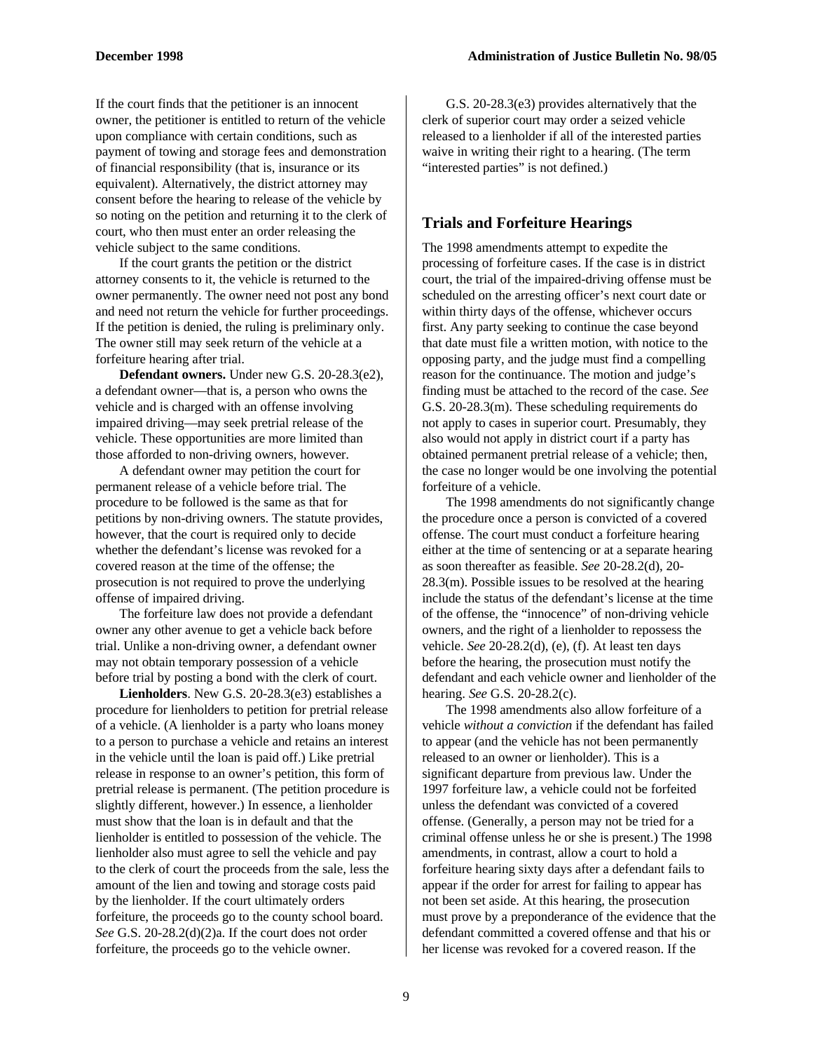If the court finds that the petitioner is an innocent owner, the petitioner is entitled to return of the vehicle upon compliance with certain conditions, such as payment of towing and storage fees and demonstration of financial responsibility (that is, insurance or its equivalent). Alternatively, the district attorney may consent before the hearing to release of the vehicle by so noting on the petition and returning it to the clerk of court, who then must enter an order releasing the vehicle subject to the same conditions.

If the court grants the petition or the district attorney consents to it, the vehicle is returned to the owner permanently. The owner need not post any bond and need not return the vehicle for further proceedings. If the petition is denied, the ruling is preliminary only. The owner still may seek return of the vehicle at a forfeiture hearing after trial.

**Defendant owners.** Under new G.S. 20-28.3(e2), a defendant owner—that is, a person who owns the vehicle and is charged with an offense involving impaired driving—may seek pretrial release of the vehicle. These opportunities are more limited than those afforded to non-driving owners, however.

A defendant owner may petition the court for permanent release of a vehicle before trial. The procedure to be followed is the same as that for petitions by non-driving owners. The statute provides, however, that the court is required only to decide whether the defendant's license was revoked for a covered reason at the time of the offense; the prosecution is not required to prove the underlying offense of impaired driving.

The forfeiture law does not provide a defendant owner any other avenue to get a vehicle back before trial. Unlike a non-driving owner, a defendant owner may not obtain temporary possession of a vehicle before trial by posting a bond with the clerk of court.

**Lienholders**. New G.S. 20-28.3(e3) establishes a procedure for lienholders to petition for pretrial release of a vehicle. (A lienholder is a party who loans money to a person to purchase a vehicle and retains an interest in the vehicle until the loan is paid off.) Like pretrial release in response to an owner's petition, this form of pretrial release is permanent. (The petition procedure is slightly different, however.) In essence, a lienholder must show that the loan is in default and that the lienholder is entitled to possession of the vehicle. The lienholder also must agree to sell the vehicle and pay to the clerk of court the proceeds from the sale, less the amount of the lien and towing and storage costs paid by the lienholder. If the court ultimately orders forfeiture, the proceeds go to the county school board. *See* G.S. 20-28.2(d)(2)a. If the court does not order forfeiture, the proceeds go to the vehicle owner.

G.S. 20-28.3(e3) provides alternatively that the clerk of superior court may order a seized vehicle released to a lienholder if all of the interested parties waive in writing their right to a hearing. (The term "interested parties" is not defined.)

## Trials and Forfeiture Hearings

The 1998 amendments attempt to expedite the processing of forfeiture cases. If the case is in district court, the trial of the impaired-driving offense must be scheduled on the arresting officer's next court date or within thirty days of the offense, whichever occurs first. Any party seeking to continue the case beyond that date must file a written motion, with notice to the opposing party, and the judge must find a compelling reason for the continuance. The motion and judge's finding must be attached to the record of the case. *See* G.S. 20-28.3(m). These scheduling requirements do not apply to cases in superior court. Presumably, they also would not apply in district court if a party has obtained permanent pretrial release of a vehicle; then, the case no longer would be one involving the potential forfeiture of a vehicle.

The 1998 amendments do not significantly change the procedure once a person is convicted of a covered offense. The court must conduct a forfeiture hearing either at the time of sentencing or at a separate hearing as soon thereafter as feasible. *See* 20-28.2(d), 20-28.3(m). Possible issues to be resolved at the hearing include the status of the defendant's license at the time of the offense, the "innocence" of non-driving vehicle owners, and the right of a lienholder to repossess the vehicle. *See* 20-28.2(d), (e), (f). At least ten days before the hearing, the prosecution must notify the defendant and each vehicle owner and lienholder of the hearing. *See* G.S. 20-28.2(c).

The 1998 amendments also allow forfeiture of a vehicle *without a conviction* if the defendant has failed to appear (and the vehicle has not been permanently released to an owner or lienholder). This is a significant departure from previous law. Under the 1997 forfeiture law, a vehicle could not be forfeited unless the defendant was convicted of a covered offense. (Generally, a person may not be tried for a criminal offense unless he or she is present.) The 1998 amendments, in contrast, allow a court to hold a forfeiture hearing sixty days after a defendant fails to appear if the order for arrest for failing to appear has not been set aside. At this hearing, the prosecution must prove by a preponderance of the evidence that the defendant committed a covered offense and that his or her license was revoked for a covered reason. If the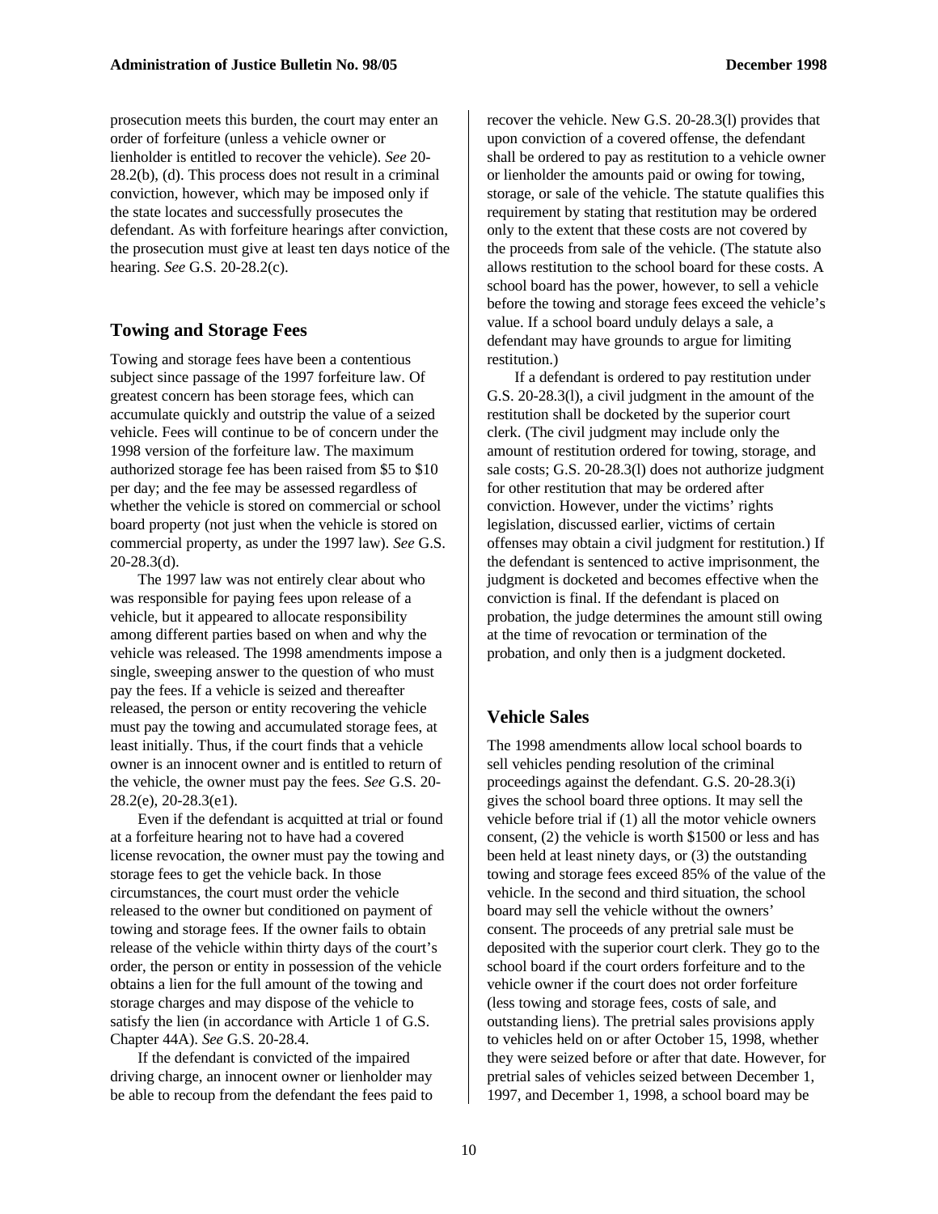prosecution meets this burden, the court may enter an order of forfeiture (unless a vehicle owner or lienholder is entitled to recover the vehicle). *See* 20-28.2(b), (d). This process does not result in a criminal conviction, however, which may be imposed only if the state locates and successfully prosecutes the defendant. As with forfeiture hearings after conviction, the prosecution must give at least ten days notice of the hearing. *See* G.S. 20-28.2(c).

## Towing and Storage Fees

Towing and storage fees have been a contentious subject since passage of the 1997 forfeiture law. Of greatest concern has been storage fees, which can accumulate quickly and outstrip the value of a seized vehicle. Fees will continue to be of concern under the 1998 version of the forfeiture law. The maximum authorized storage fee has been raised from $5 to $10 per day; and the fee may be assessed regardless of whether the vehicle is stored on commercial or school board property (not just when the vehicle is stored on commercial property, as under the 1997 law). *See* G.S. 20-28.3(d).

The 1997 law was not entirely clear about who was responsible for paying fees upon release of a vehicle, but it appeared to allocate responsibility among different parties based on when and why the vehicle was released. The 1998 amendments impose a single, sweeping answer to the question of who must pay the fees. If a vehicle is seized and thereafter released, the person or entity recovering the vehicle must pay the towing and accumulated storage fees, at least initially. Thus, if the court finds that a vehicle owner is an innocent owner and is entitled to return of the vehicle, the owner must pay the fees. *See* G.S. 20-28.2(e), 20-28.3(e1).

Even if the defendant is acquitted at trial or found at a forfeiture hearing not to have had a covered license revocation, the owner must pay the towing and storage fees to get the vehicle back. In those circumstances, the court must order the vehicle released to the owner but conditioned on payment of towing and storage fees. If the owner fails to obtain release of the vehicle within thirty days of the court's order, the person or entity in possession of the vehicle obtains a lien for the full amount of the towing and storage charges and may dispose of the vehicle to satisfy the lien (in accordance with Article 1 of G.S. Chapter 44A). *See* G.S. 20-28.4.

If the defendant is convicted of the impaired driving charge, an innocent owner or lienholder may be able to recoup from the defendant the fees paid to recover the vehicle. New G.S. 20-28.3(l) provides that upon conviction of a covered offense, the defendant shall be ordered to pay as restitution to a vehicle owner or lienholder the amounts paid or owing for towing, storage, or sale of the vehicle. The statute qualifies this requirement by stating that restitution may be ordered only to the extent that these costs are not covered by the proceeds from sale of the vehicle. (The statute also allows restitution to the school board for these costs. A school board has the power, however, to sell a vehicle before the towing and storage fees exceed the vehicle's value. If a school board unduly delays a sale, a defendant may have grounds to argue for limiting restitution.)

If a defendant is ordered to pay restitution under G.S. 20-28.3(l), a civil judgment in the amount of the restitution shall be docketed by the superior court clerk. (The civil judgment may include only the amount of restitution ordered for towing, storage, and sale costs; G.S. 20-28.3(l) does not authorize judgment for other restitution that may be ordered after conviction. However, under the victims' rights legislation, discussed earlier, victims of certain offenses may obtain a civil judgment for restitution.) If the defendant is sentenced to active imprisonment, the judgment is docketed and becomes effective when the conviction is final. If the defendant is placed on probation, the judge determines the amount still owing at the time of revocation or termination of the probation, and only then is a judgment docketed.

## Vehicle Sales

The 1998 amendments allow local school boards to sell vehicles pending resolution of the criminal proceedings against the defendant. G.S. 20-28.3(i) gives the school board three options. It may sell the vehicle before trial if (1) all the motor vehicle owners consent, (2) the vehicle is worth $1500 or less and has been held at least ninety days, or (3) the outstanding towing and storage fees exceed 85% of the value of the vehicle. In the second and third situation, the school board may sell the vehicle without the owners' consent. The proceeds of any pretrial sale must be deposited with the superior court clerk. They go to the school board if the court orders forfeiture and to the vehicle owner if the court does not order forfeiture (less towing and storage fees, costs of sale, and outstanding liens). The pretrial sales provisions apply to vehicles held on or after October 15, 1998, whether they were seized before or after that date. However, for pretrial sales of vehicles seized between December 1, 1997, and December 1, 1998, a school board may be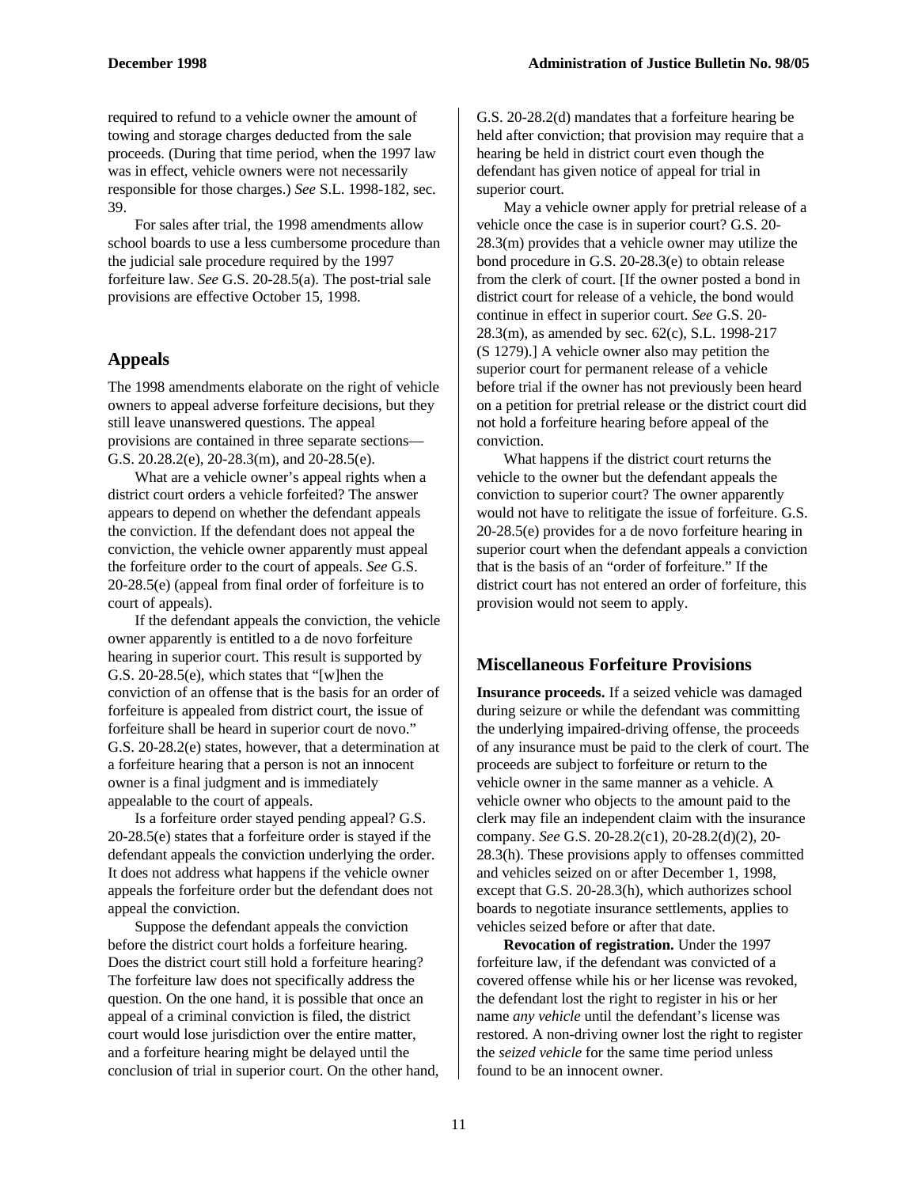required to refund to a vehicle owner the amount of towing and storage charges deducted from the sale proceeds. (During that time period, when the 1997 law was in effect, vehicle owners were not necessarily responsible for those charges.) *See* S.L. 1998-182, sec. 39.

For sales after trial, the 1998 amendments allow school boards to use a less cumbersome procedure than the judicial sale procedure required by the 1997 forfeiture law. *See* G.S. 20-28.5(a). The post-trial sale provisions are effective October 15, 1998.

## Appeals

The 1998 amendments elaborate on the right of vehicle owners to appeal adverse forfeiture decisions, but they still leave unanswered questions. The appeal provisions are contained in three separate sections—G.S. 20.28.2(e), 20-28.3(m), and 20-28.5(e).

What are a vehicle owner's appeal rights when a district court orders a vehicle forfeited? The answer appears to depend on whether the defendant appeals the conviction. If the defendant does not appeal the conviction, the vehicle owner apparently must appeal the forfeiture order to the court of appeals. *See* G.S. 20-28.5(e) (appeal from final order of forfeiture is to court of appeals).

If the defendant appeals the conviction, the vehicle owner apparently is entitled to a de novo forfeiture hearing in superior court. This result is supported by G.S. 20-28.5(e), which states that "[w]hen the conviction of an offense that is the basis for an order of forfeiture is appealed from district court, the issue of forfeiture shall be heard in superior court de novo." G.S. 20-28.2(e) states, however, that a determination at a forfeiture hearing that a person is not an innocent owner is a final judgment and is immediately appealable to the court of appeals.

Is a forfeiture order stayed pending appeal? G.S. 20-28.5(e) states that a forfeiture order is stayed if the defendant appeals the conviction underlying the order. It does not address what happens if the vehicle owner appeals the forfeiture order but the defendant does not appeal the conviction.

Suppose the defendant appeals the conviction before the district court holds a forfeiture hearing. Does the district court still hold a forfeiture hearing? The forfeiture law does not specifically address the question. On the one hand, it is possible that once an appeal of a criminal conviction is filed, the district court would lose jurisdiction over the entire matter, and a forfeiture hearing might be delayed until the conclusion of trial in superior court. On the other hand, G.S. 20-28.2(d) mandates that a forfeiture hearing be held after conviction; that provision may require that a hearing be held in district court even though the defendant has given notice of appeal for trial in superior court.

May a vehicle owner apply for pretrial release of a vehicle once the case is in superior court? G.S. 20-28.3(m) provides that a vehicle owner may utilize the bond procedure in G.S. 20-28.3(e) to obtain release from the clerk of court. [If the owner posted a bond in district court for release of a vehicle, the bond would continue in effect in superior court. *See* G.S. 20-28.3(m), as amended by sec. 62(c), S.L. 1998-217 (S 1279).] A vehicle owner also may petition the superior court for permanent release of a vehicle before trial if the owner has not previously been heard on a petition for pretrial release or the district court did not hold a forfeiture hearing before appeal of the conviction.

What happens if the district court returns the vehicle to the owner but the defendant appeals the conviction to superior court? The owner apparently would not have to relitigate the issue of forfeiture. G.S. 20-28.5(e) provides for a de novo forfeiture hearing in superior court when the defendant appeals a conviction that is the basis of an "order of forfeiture." If the district court has not entered an order of forfeiture, this provision would not seem to apply.

## Miscellaneous Forfeiture Provisions

**Insurance proceeds.** If a seized vehicle was damaged during seizure or while the defendant was committing the underlying impaired-driving offense, the proceeds of any insurance must be paid to the clerk of court. The proceeds are subject to forfeiture or return to the vehicle owner in the same manner as a vehicle. A vehicle owner who objects to the amount paid to the clerk may file an independent claim with the insurance company. *See* G.S. 20-28.2(c1), 20-28.2(d)(2), 20-28.3(h). These provisions apply to offenses committed and vehicles seized on or after December 1, 1998, except that G.S. 20-28.3(h), which authorizes school boards to negotiate insurance settlements, applies to vehicles seized before or after that date.

**Revocation of registration.** Under the 1997 forfeiture law, if the defendant was convicted of a covered offense while his or her license was revoked, the defendant lost the right to register in his or her name *any vehicle* until the defendant's license was restored. A non-driving owner lost the right to register the *seized vehicle* for the same time period unless found to be an innocent owner.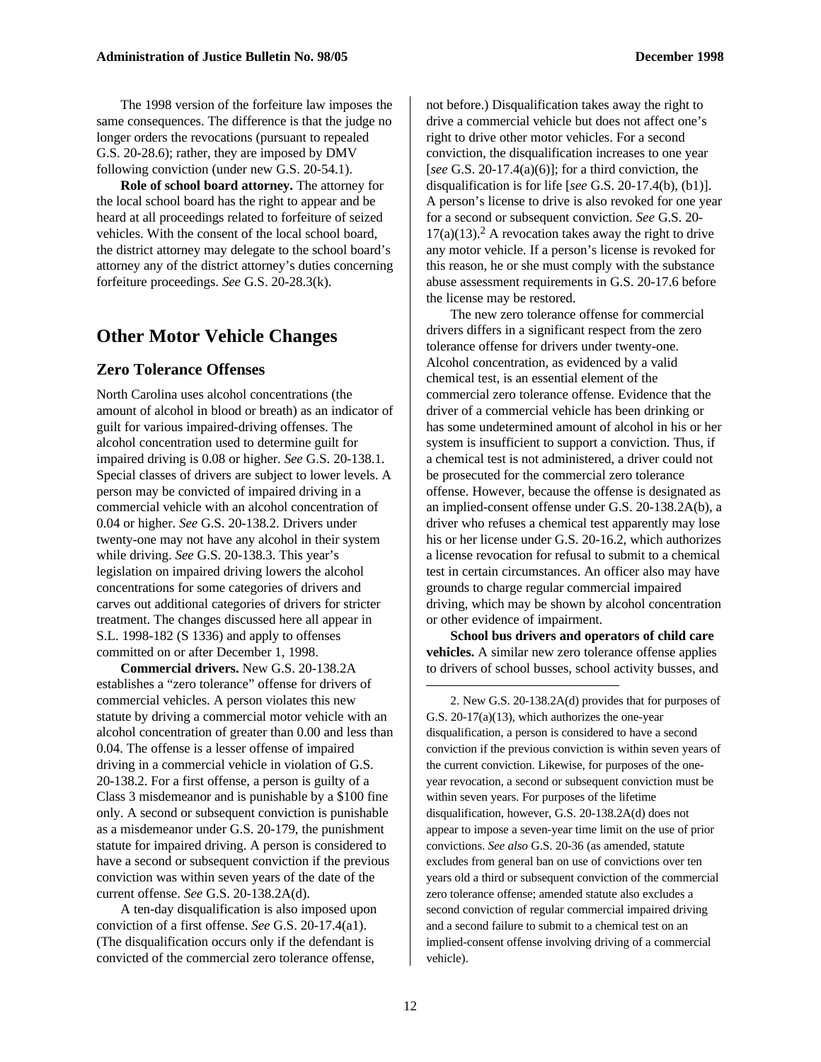The 1998 version of the forfeiture law imposes the same consequences. The difference is that the judge no longer orders the revocations (pursuant to repealed G.S. 20-28.6); rather, they are imposed by DMV following conviction (under new G.S. 20-54.1).

**Role of school board attorney.** The attorney for the local school board has the right to appear and be heard at all proceedings related to forfeiture of seized vehicles. With the consent of the local school board, the district attorney may delegate to the school board's attorney any of the district attorney's duties concerning forfeiture proceedings. *See* G.S. 20-28.3(k).

## Other Motor Vehicle Changes

### Zero Tolerance Offenses

North Carolina uses alcohol concentrations (the amount of alcohol in blood or breath) as an indicator of guilt for various impaired-driving offenses. The alcohol concentration used to determine guilt for impaired driving is 0.08 or higher. *See* G.S. 20-138.1. Special classes of drivers are subject to lower levels. A person may be convicted of impaired driving in a commercial vehicle with an alcohol concentration of 0.04 or higher. *See* G.S. 20-138.2. Drivers under twenty-one may not have any alcohol in their system while driving. *See* G.S. 20-138.3. This year's legislation on impaired driving lowers the alcohol concentrations for some categories of drivers and carves out additional categories of drivers for stricter treatment. The changes discussed here all appear in S.L. 1998-182 (S 1336) and apply to offenses committed on or after December 1, 1998.

**Commercial drivers.** New G.S. 20-138.2A establishes a "zero tolerance" offense for drivers of commercial vehicles. A person violates this new statute by driving a commercial motor vehicle with an alcohol concentration of greater than 0.00 and less than 0.04. The offense is a lesser offense of impaired driving in a commercial vehicle in violation of G.S. 20-138.2. For a first offense, a person is guilty of a Class 3 misdemeanor and is punishable by a $100 fine only. A second or subsequent conviction is punishable as a misdemeanor under G.S. 20-179, the punishment statute for impaired driving. A person is considered to have a second or subsequent conviction if the previous conviction was within seven years of the date of the current offense. *See* G.S. 20-138.2A(d).

A ten-day disqualification is also imposed upon conviction of a first offense. *See* G.S. 20-17.4(a1). (The disqualification occurs only if the defendant is convicted of the commercial zero tolerance offense, not before.) Disqualification takes away the right to drive a commercial vehicle but does not affect one's right to drive other motor vehicles. For a second conviction, the disqualification increases to one year [*see* G.S. 20-17.4(a)(6)]; for a third conviction, the disqualification is for life [*see* G.S. 20-17.4(b), (b1)]. A person's license to drive is also revoked for one year for a second or subsequent conviction. *See* G.S. 20-17(a)(13).[2] A revocation takes away the right to drive any motor vehicle. If a person's license is revoked for this reason, he or she must comply with the substance abuse assessment requirements in G.S. 20-17.6 before the license may be restored.

The new zero tolerance offense for commercial drivers differs in a significant respect from the zero tolerance offense for drivers under twenty-one. Alcohol concentration, as evidenced by a valid chemical test, is an essential element of the commercial zero tolerance offense. Evidence that the driver of a commercial vehicle has been drinking or has some undetermined amount of alcohol in his or her system is insufficient to support a conviction. Thus, if a chemical test is not administered, a driver could not be prosecuted for the commercial zero tolerance offense. However, because the offense is designated as an implied-consent offense under G.S. 20-138.2A(b), a driver who refuses a chemical test apparently may lose his or her license under G.S. 20-16.2, which authorizes a license revocation for refusal to submit to a chemical test in certain circumstances. An officer also may have grounds to charge regular commercial impaired driving, which may be shown by alcohol concentration or other evidence of impairment.

**School bus drivers and operators of child care vehicles.** A similar new zero tolerance offense applies to drivers of school busses, school activity busses, and

---

2. New G.S. 20-138.2A(d) provides that for purposes of G.S. 20-17(a)(13), which authorizes the one-year disqualification, a person is considered to have a second conviction if the previous conviction is within seven years of the current conviction. Likewise, for purposes of the one-year revocation, a second or subsequent conviction must be within seven years. For purposes of the lifetime disqualification, however, G.S. 20-138.2A(d) does not appear to impose a seven-year time limit on the use of prior convictions. *See also* G.S. 20-36 (as amended, statute excludes from general ban on use of convictions over ten years old a third or subsequent conviction of the commercial zero tolerance offense; amended statute also excludes a second conviction of regular commercial impaired driving and a second failure to submit to a chemical test on an implied-consent offense involving driving of a commercial vehicle).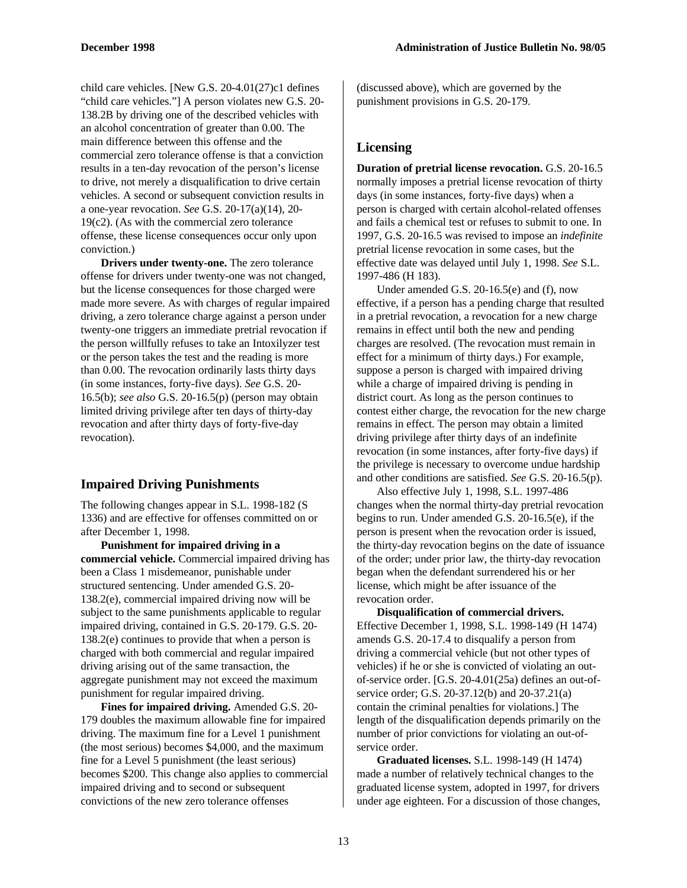child care vehicles. [New G.S. 20-4.01(27)c1 defines "child care vehicles."] A person violates new G.S. 20-138.2B by driving one of the described vehicles with an alcohol concentration of greater than 0.00. The main difference between this offense and the commercial zero tolerance offense is that a conviction results in a ten-day revocation of the person's license to drive, not merely a disqualification to drive certain vehicles. A second or subsequent conviction results in a one-year revocation. *See* G.S. 20-17(a)(14), 20-19(c2). (As with the commercial zero tolerance offense, these license consequences occur only upon conviction.)

**Drivers under twenty-one.** The zero tolerance offense for drivers under twenty-one was not changed, but the license consequences for those charged were made more severe. As with charges of regular impaired driving, a zero tolerance charge against a person under twenty-one triggers an immediate pretrial revocation if the person willfully refuses to take an Intoxilyzer test or the person takes the test and the reading is more than 0.00. The revocation ordinarily lasts thirty days (in some instances, forty-five days). *See* G.S. 20-16.5(b); *see also* G.S. 20-16.5(p) (person may obtain limited driving privilege after ten days of thirty-day revocation and after thirty days of forty-five-day revocation).

## Impaired Driving Punishments

The following changes appear in S.L. 1998-182 (S 1336) and are effective for offenses committed on or after December 1, 1998.

**Punishment for impaired driving in a commercial vehicle.** Commercial impaired driving has been a Class 1 misdemeanor, punishable under structured sentencing. Under amended G.S. 20-138.2(e), commercial impaired driving now will be subject to the same punishments applicable to regular impaired driving, contained in G.S. 20-179. G.S. 20-138.2(e) continues to provide that when a person is charged with both commercial and regular impaired driving arising out of the same transaction, the aggregate punishment may not exceed the maximum punishment for regular impaired driving.

**Fines for impaired driving.** Amended G.S. 20-179 doubles the maximum allowable fine for impaired driving. The maximum fine for a Level 1 punishment (the most serious) becomes $4,000, and the maximum fine for a Level 5 punishment (the least serious) becomes $200. This change also applies to commercial impaired driving and to second or subsequent convictions of the new zero tolerance offenses (discussed above), which are governed by the punishment provisions in G.S. 20-179.

## Licensing

**Duration of pretrial license revocation.** G.S. 20-16.5 normally imposes a pretrial license revocation of thirty days (in some instances, forty-five days) when a person is charged with certain alcohol-related offenses and fails a chemical test or refuses to submit to one. In 1997, G.S. 20-16.5 was revised to impose an *indefinite* pretrial license revocation in some cases, but the effective date was delayed until July 1, 1998. *See* S.L. 1997-486 (H 183).

Under amended G.S. 20-16.5(e) and (f), now effective, if a person has a pending charge that resulted in a pretrial revocation, a revocation for a new charge remains in effect until both the new and pending charges are resolved. (The revocation must remain in effect for a minimum of thirty days.) For example, suppose a person is charged with impaired driving while a charge of impaired driving is pending in district court. As long as the person continues to contest either charge, the revocation for the new charge remains in effect. The person may obtain a limited driving privilege after thirty days of an indefinite revocation (in some instances, after forty-five days) if the privilege is necessary to overcome undue hardship and other conditions are satisfied. *See* G.S. 20-16.5(p).

Also effective July 1, 1998, S.L. 1997-486 changes when the normal thirty-day pretrial revocation begins to run. Under amended G.S. 20-16.5(e), if the person is present when the revocation order is issued, the thirty-day revocation begins on the date of issuance of the order; under prior law, the thirty-day revocation began when the defendant surrendered his or her license, which might be after issuance of the revocation order.

**Disqualification of commercial drivers.** Effective December 1, 1998, S.L. 1998-149 (H 1474) amends G.S. 20-17.4 to disqualify a person from driving a commercial vehicle (but not other types of vehicles) if he or she is convicted of violating an out-of-service order. [G.S. 20-4.01(25a) defines an out-of-service order; G.S. 20-37.12(b) and 20-37.21(a) contain the criminal penalties for violations.] The length of the disqualification depends primarily on the number of prior convictions for violating an out-of-service order.

**Graduated licenses.** S.L. 1998-149 (H 1474) made a number of relatively technical changes to the graduated license system, adopted in 1997, for drivers under age eighteen. For a discussion of those changes,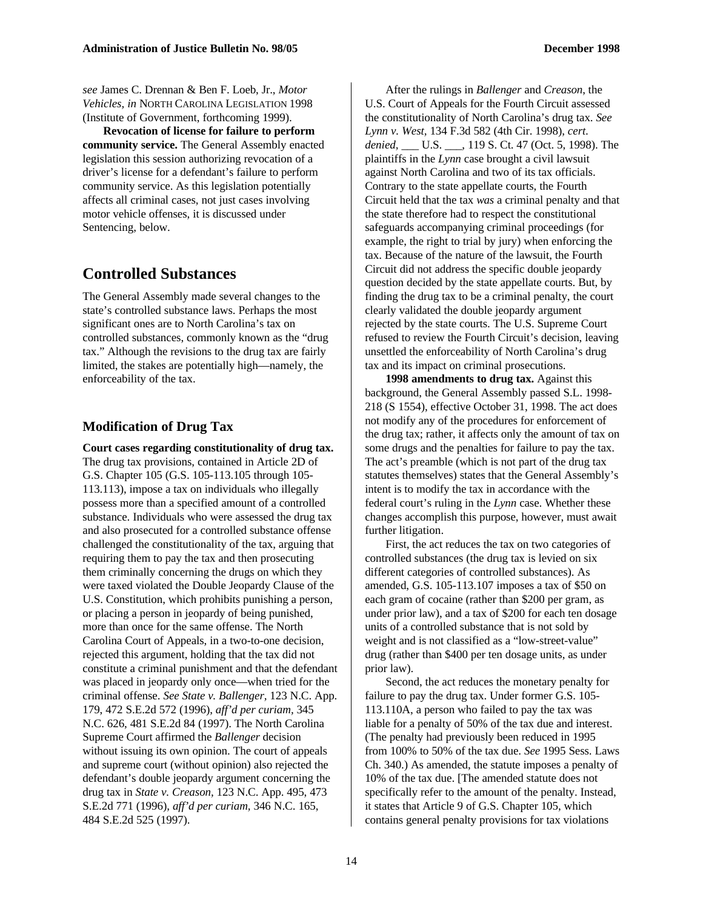*see* James C. Drennan & Ben F. Loeb, Jr., *Motor Vehicles, in* NORTH CAROLINA LEGISLATION 1998 (Institute of Government, forthcoming 1999).

**Revocation of license for failure to perform community service.** The General Assembly enacted legislation this session authorizing revocation of a driver's license for a defendant's failure to perform community service. As this legislation potentially affects all criminal cases, not just cases involving motor vehicle offenses, it is discussed under Sentencing, below.

## Controlled Substances

The General Assembly made several changes to the state's controlled substance laws. Perhaps the most significant ones are to North Carolina's tax on controlled substances, commonly known as the "drug tax." Although the revisions to the drug tax are fairly limited, the stakes are potentially high—namely, the enforceability of the tax.

### Modification of Drug Tax

**Court cases regarding constitutionality of drug tax.** The drug tax provisions, contained in Article 2D of G.S. Chapter 105 (G.S. 105-113.105 through 105-113.113), impose a tax on individuals who illegally possess more than a specified amount of a controlled substance. Individuals who were assessed the drug tax and also prosecuted for a controlled substance offense challenged the constitutionality of the tax, arguing that requiring them to pay the tax and then prosecuting them criminally concerning the drugs on which they were taxed violated the Double Jeopardy Clause of the U.S. Constitution, which prohibits punishing a person, or placing a person in jeopardy of being punished, more than once for the same offense. The North Carolina Court of Appeals, in a two-to-one decision, rejected this argument, holding that the tax did not constitute a criminal punishment and that the defendant was placed in jeopardy only once—when tried for the criminal offense. *See State v. Ballenger,* 123 N.C. App. 179, 472 S.E.2d 572 (1996), *aff'd per curiam,* 345 N.C. 626, 481 S.E.2d 84 (1997). The North Carolina Supreme Court affirmed the *Ballenger* decision without issuing its own opinion. The court of appeals and supreme court (without opinion) also rejected the defendant's double jeopardy argument concerning the drug tax in *State v. Creason,* 123 N.C. App. 495, 473 S.E.2d 771 (1996), *aff'd per curiam,* 346 N.C. 165, 484 S.E.2d 525 (1997).

After the rulings in *Ballenger* and *Creason*, the U.S. Court of Appeals for the Fourth Circuit assessed the constitutionality of North Carolina's drug tax. *See Lynn v. West,* 134 F.3d 582 (4th Cir. 1998), *cert. denied,* ___ U.S. ___, 119 S. Ct. 47 (Oct. 5, 1998). The plaintiffs in the *Lynn* case brought a civil lawsuit against North Carolina and two of its tax officials. Contrary to the state appellate courts, the Fourth Circuit held that the tax *was* a criminal penalty and that the state therefore had to respect the constitutional safeguards accompanying criminal proceedings (for example, the right to trial by jury) when enforcing the tax. Because of the nature of the lawsuit, the Fourth Circuit did not address the specific double jeopardy question decided by the state appellate courts. But, by finding the drug tax to be a criminal penalty, the court clearly validated the double jeopardy argument rejected by the state courts. The U.S. Supreme Court refused to review the Fourth Circuit's decision, leaving unsettled the enforceability of North Carolina's drug tax and its impact on criminal prosecutions.

**1998 amendments to drug tax.** Against this background, the General Assembly passed S.L. 1998-218 (S 1554), effective October 31, 1998. The act does not modify any of the procedures for enforcement of the drug tax; rather, it affects only the amount of tax on some drugs and the penalties for failure to pay the tax. The act's preamble (which is not part of the drug tax statutes themselves) states that the General Assembly's intent is to modify the tax in accordance with the federal court's ruling in the *Lynn* case. Whether these changes accomplish this purpose, however, must await further litigation.

First, the act reduces the tax on two categories of controlled substances (the drug tax is levied on six different categories of controlled substances). As amended, G.S. 105-113.107 imposes a tax of $50 on each gram of cocaine (rather than $200 per gram, as under prior law), and a tax of $200 for each ten dosage units of a controlled substance that is not sold by weight and is not classified as a "low-street-value" drug (rather than $400 per ten dosage units, as under prior law).

Second, the act reduces the monetary penalty for failure to pay the drug tax. Under former G.S. 105-113.110A, a person who failed to pay the tax was liable for a penalty of 50% of the tax due and interest. (The penalty had previously been reduced in 1995 from 100% to 50% of the tax due. *See* 1995 Sess. Laws Ch. 340.) As amended, the statute imposes a penalty of 10% of the tax due. [The amended statute does not specifically refer to the amount of the penalty. Instead, it states that Article 9 of G.S. Chapter 105, which contains general penalty provisions for tax violations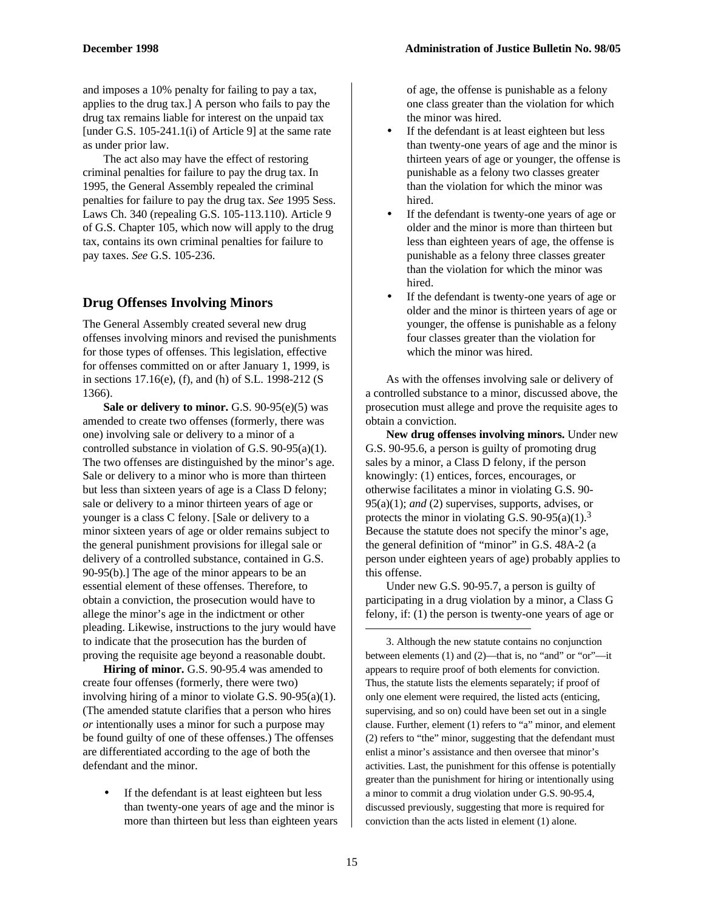and imposes a 10% penalty for failing to pay a tax, applies to the drug tax.] A person who fails to pay the drug tax remains liable for interest on the unpaid tax [under G.S. 105-241.1(i) of Article 9] at the same rate as under prior law.

The act also may have the effect of restoring criminal penalties for failure to pay the drug tax. In 1995, the General Assembly repealed the criminal penalties for failure to pay the drug tax. *See* 1995 Sess. Laws Ch. 340 (repealing G.S. 105-113.110). Article 9 of G.S. Chapter 105, which now will apply to the drug tax, contains its own criminal penalties for failure to pay taxes. *See* G.S. 105-236.

## Drug Offenses Involving Minors

The General Assembly created several new drug offenses involving minors and revised the punishments for those types of offenses. This legislation, effective for offenses committed on or after January 1, 1999, is in sections 17.16(e), (f), and (h) of S.L. 1998-212 (S 1366).

**Sale or delivery to minor.** G.S. 90-95(e)(5) was amended to create two offenses (formerly, there was one) involving sale or delivery to a minor of a controlled substance in violation of G.S. 90-95(a)(1). The two offenses are distinguished by the minor's age. Sale or delivery to a minor who is more than thirteen but less than sixteen years of age is a Class D felony; sale or delivery to a minor thirteen years of age or younger is a class C felony. [Sale or delivery to a minor sixteen years of age or older remains subject to the general punishment provisions for illegal sale or delivery of a controlled substance, contained in G.S. 90-95(b).] The age of the minor appears to be an essential element of these offenses. Therefore, to obtain a conviction, the prosecution would have to allege the minor's age in the indictment or other pleading. Likewise, instructions to the jury would have to indicate that the prosecution has the burden of proving the requisite age beyond a reasonable doubt.

**Hiring of minor.** G.S. 90-95.4 was amended to create four offenses (formerly, there were two) involving hiring of a minor to violate G.S. 90-95(a)(1). (The amended statute clarifies that a person who hires *or* intentionally uses a minor for such a purpose may be found guilty of one of these offenses.) The offenses are differentiated according to the age of both the defendant and the minor.

- If the defendant is at least eighteen but less than twenty-one years of age and the minor is more than thirteen but less than eighteen years of age, the offense is punishable as a felony one class greater than the violation for which the minor was hired.
- If the defendant is at least eighteen but less than twenty-one years of age and the minor is thirteen years of age or younger, the offense is punishable as a felony two classes greater than the violation for which the minor was hired.
- If the defendant is twenty-one years of age or older and the minor is more than thirteen but less than eighteen years of age, the offense is punishable as a felony three classes greater than the violation for which the minor was hired.
- If the defendant is twenty-one years of age or older and the minor is thirteen years of age or younger, the offense is punishable as a felony four classes greater than the violation for which the minor was hired.

As with the offenses involving sale or delivery of a controlled substance to a minor, discussed above, the prosecution must allege and prove the requisite ages to obtain a conviction.

**New drug offenses involving minors.** Under new G.S. 90-95.6, a person is guilty of promoting drug sales by a minor, a Class D felony, if the person knowingly: (1) entices, forces, encourages, or otherwise facilitates a minor in violating G.S. 90-95(a)(1); *and* (2) supervises, supports, advises, or protects the minor in violating G.S. 90-95(a)(1).[3] Because the statute does not specify the minor's age, the general definition of "minor" in G.S. 48A-2 (a person under eighteen years of age) probably applies to this offense.

Under new G.S. 90-95.7, a person is guilty of participating in a drug violation by a minor, a Class G felony, if: (1) the person is twenty-one years of age or

3. Although the new statute contains no conjunction between elements (1) and (2)—that is, no "and" or "or"—it appears to require proof of both elements for conviction. Thus, the statute lists the elements separately; if proof of only one element were required, the listed acts (enticing, supervising, and so on) could have been set out in a single clause. Further, element (1) refers to "a" minor, and element (2) refers to "the" minor, suggesting that the defendant must enlist a minor's assistance and then oversee that minor's activities. Last, the punishment for this offense is potentially greater than the punishment for hiring or intentionally using a minor to commit a drug violation under G.S. 90-95.4, discussed previously, suggesting that more is required for conviction than the acts listed in element (1) alone.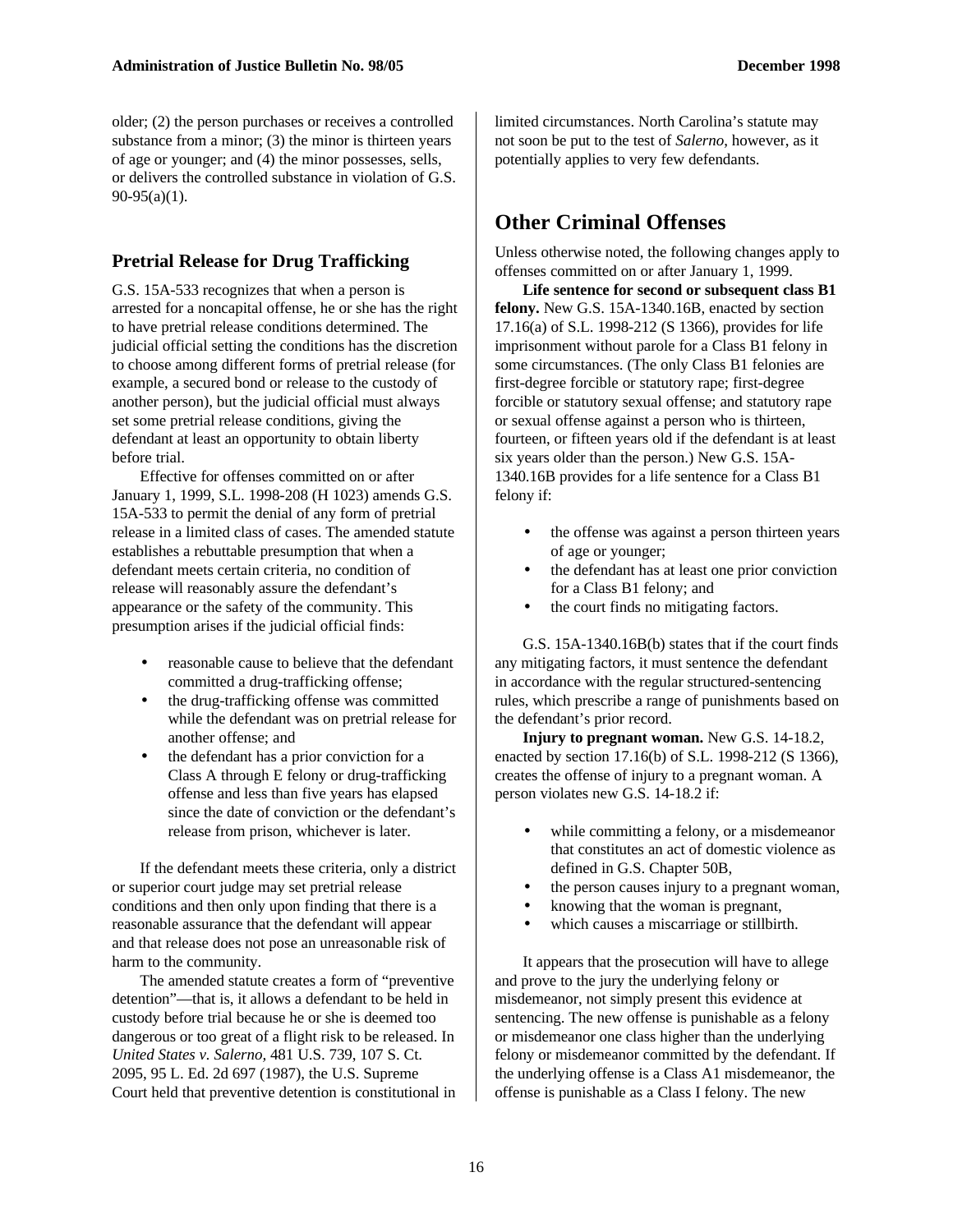older; (2) the person purchases or receives a controlled substance from a minor; (3) the minor is thirteen years of age or younger; and (4) the minor possesses, sells, or delivers the controlled substance in violation of G.S. 90-95(a)(1).

### Pretrial Release for Drug Trafficking

G.S. 15A-533 recognizes that when a person is arrested for a noncapital offense, he or she has the right to have pretrial release conditions determined. The judicial official setting the conditions has the discretion to choose among different forms of pretrial release (for example, a secured bond or release to the custody of another person), but the judicial official must always set some pretrial release conditions, giving the defendant at least an opportunity to obtain liberty before trial.

Effective for offenses committed on or after January 1, 1999, S.L. 1998-208 (H 1023) amends G.S. 15A-533 to permit the denial of any form of pretrial release in a limited class of cases. The amended statute establishes a rebuttable presumption that when a defendant meets certain criteria, no condition of release will reasonably assure the defendant's appearance or the safety of the community. This presumption arises if the judicial official finds:

- reasonable cause to believe that the defendant committed a drug-trafficking offense;
- the drug-trafficking offense was committed while the defendant was on pretrial release for another offense; and
- the defendant has a prior conviction for a Class A through E felony or drug-trafficking offense and less than five years has elapsed since the date of conviction or the defendant's release from prison, whichever is later.

If the defendant meets these criteria, only a district or superior court judge may set pretrial release conditions and then only upon finding that there is a reasonable assurance that the defendant will appear and that release does not pose an unreasonable risk of harm to the community.

The amended statute creates a form of "preventive detention"—that is, it allows a defendant to be held in custody before trial because he or she is deemed too dangerous or too great of a flight risk to be released. In *United States v. Salerno,* 481 U.S. 739, 107 S. Ct. 2095, 95 L. Ed. 2d 697 (1987), the U.S. Supreme Court held that preventive detention is constitutional in limited circumstances. North Carolina's statute may not soon be put to the test of *Salerno*, however, as it potentially applies to very few defendants.

## Other Criminal Offenses

Unless otherwise noted, the following changes apply to offenses committed on or after January 1, 1999.

**Life sentence for second or subsequent class B1 felony.** New G.S. 15A-1340.16B, enacted by section 17.16(a) of S.L. 1998-212 (S 1366), provides for life imprisonment without parole for a Class B1 felony in some circumstances. (The only Class B1 felonies are first-degree forcible or statutory rape; first-degree forcible or statutory sexual offense; and statutory rape or sexual offense against a person who is thirteen, fourteen, or fifteen years old if the defendant is at least six years older than the person.) New G.S. 15A-1340.16B provides for a life sentence for a Class B1 felony if:

- the offense was against a person thirteen years of age or younger;
- the defendant has at least one prior conviction for a Class B1 felony; and
- the court finds no mitigating factors.

G.S. 15A-1340.16B(b) states that if the court finds any mitigating factors, it must sentence the defendant in accordance with the regular structured-sentencing rules, which prescribe a range of punishments based on the defendant's prior record.

**Injury to pregnant woman.** New G.S. 14-18.2, enacted by section 17.16(b) of S.L. 1998-212 (S 1366), creates the offense of injury to a pregnant woman. A person violates new G.S. 14-18.2 if:

- while committing a felony, or a misdemeanor that constitutes an act of domestic violence as defined in G.S. Chapter 50B,
- the person causes injury to a pregnant woman,
- knowing that the woman is pregnant,
- which causes a miscarriage or stillbirth.

It appears that the prosecution will have to allege and prove to the jury the underlying felony or misdemeanor, not simply present this evidence at sentencing. The new offense is punishable as a felony or misdemeanor one class higher than the underlying felony or misdemeanor committed by the defendant. If the underlying offense is a Class A1 misdemeanor, the offense is punishable as a Class I felony. The new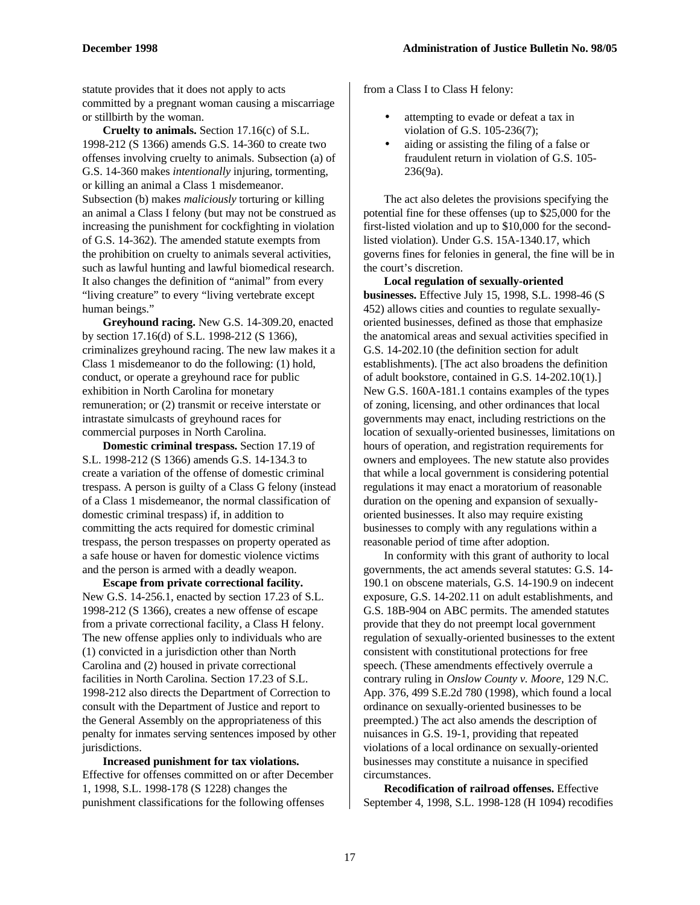statute provides that it does not apply to acts committed by a pregnant woman causing a miscarriage or stillbirth by the woman.

**Cruelty to animals.** Section 17.16(c) of S.L. 1998-212 (S 1366) amends G.S. 14-360 to create two offenses involving cruelty to animals. Subsection (a) of G.S. 14-360 makes *intentionally* injuring, tormenting, or killing an animal a Class 1 misdemeanor. Subsection (b) makes *maliciously* torturing or killing an animal a Class I felony (but may not be construed as increasing the punishment for cockfighting in violation of G.S. 14-362). The amended statute exempts from the prohibition on cruelty to animals several activities, such as lawful hunting and lawful biomedical research. It also changes the definition of "animal" from every "living creature" to every "living vertebrate except human beings."

**Greyhound racing.** New G.S. 14-309.20, enacted by section 17.16(d) of S.L. 1998-212 (S 1366), criminalizes greyhound racing. The new law makes it a Class 1 misdemeanor to do the following: (1) hold, conduct, or operate a greyhound race for public exhibition in North Carolina for monetary remuneration; or (2) transmit or receive interstate or intrastate simulcasts of greyhound races for commercial purposes in North Carolina.

**Domestic criminal trespass.** Section 17.19 of S.L. 1998-212 (S 1366) amends G.S. 14-134.3 to create a variation of the offense of domestic criminal trespass. A person is guilty of a Class G felony (instead of a Class 1 misdemeanor, the normal classification of domestic criminal trespass) if, in addition to committing the acts required for domestic criminal trespass, the person trespasses on property operated as a safe house or haven for domestic violence victims and the person is armed with a deadly weapon.

**Escape from private correctional facility.** New G.S. 14-256.1, enacted by section 17.23 of S.L. 1998-212 (S 1366), creates a new offense of escape from a private correctional facility, a Class H felony. The new offense applies only to individuals who are (1) convicted in a jurisdiction other than North Carolina and (2) housed in private correctional facilities in North Carolina. Section 17.23 of S.L. 1998-212 also directs the Department of Correction to consult with the Department of Justice and report to the General Assembly on the appropriateness of this penalty for inmates serving sentences imposed by other jurisdictions.

**Increased punishment for tax violations.** Effective for offenses committed on or after December 1, 1998, S.L. 1998-178 (S 1228) changes the punishment classifications for the following offenses from a Class I to Class H felony:

- attempting to evade or defeat a tax in violation of G.S. 105-236(7);
- aiding or assisting the filing of a false or fraudulent return in violation of G.S. 105-236(9a).

The act also deletes the provisions specifying the potential fine for these offenses (up to $25,000 for the first-listed violation and up to $10,000 for the second-listed violation). Under G.S. 15A-1340.17, which governs fines for felonies in general, the fine will be in the court's discretion.

**Local regulation of sexually-oriented businesses.** Effective July 15, 1998, S.L. 1998-46 (S 452) allows cities and counties to regulate sexually-oriented businesses, defined as those that emphasize the anatomical areas and sexual activities specified in G.S. 14-202.10 (the definition section for adult establishments). [The act also broadens the definition of adult bookstore, contained in G.S. 14-202.10(1).] New G.S. 160A-181.1 contains examples of the types of zoning, licensing, and other ordinances that local governments may enact, including restrictions on the location of sexually-oriented businesses, limitations on hours of operation, and registration requirements for owners and employees. The new statute also provides that while a local government is considering potential regulations it may enact a moratorium of reasonable duration on the opening and expansion of sexually-oriented businesses. It also may require existing businesses to comply with any regulations within a reasonable period of time after adoption.

In conformity with this grant of authority to local governments, the act amends several statutes: G.S. 14-190.1 on obscene materials, G.S. 14-190.9 on indecent exposure, G.S. 14-202.11 on adult establishments, and G.S. 18B-904 on ABC permits. The amended statutes provide that they do not preempt local government regulation of sexually-oriented businesses to the extent consistent with constitutional protections for free speech. (These amendments effectively overrule a contrary ruling in *Onslow County v. Moore*, 129 N.C. App. 376, 499 S.E.2d 780 (1998), which found a local ordinance on sexually-oriented businesses to be preempted.) The act also amends the description of nuisances in G.S. 19-1, providing that repeated violations of a local ordinance on sexually-oriented businesses may constitute a nuisance in specified circumstances.

**Recodification of railroad offenses.** Effective September 4, 1998, S.L. 1998-128 (H 1094) recodifies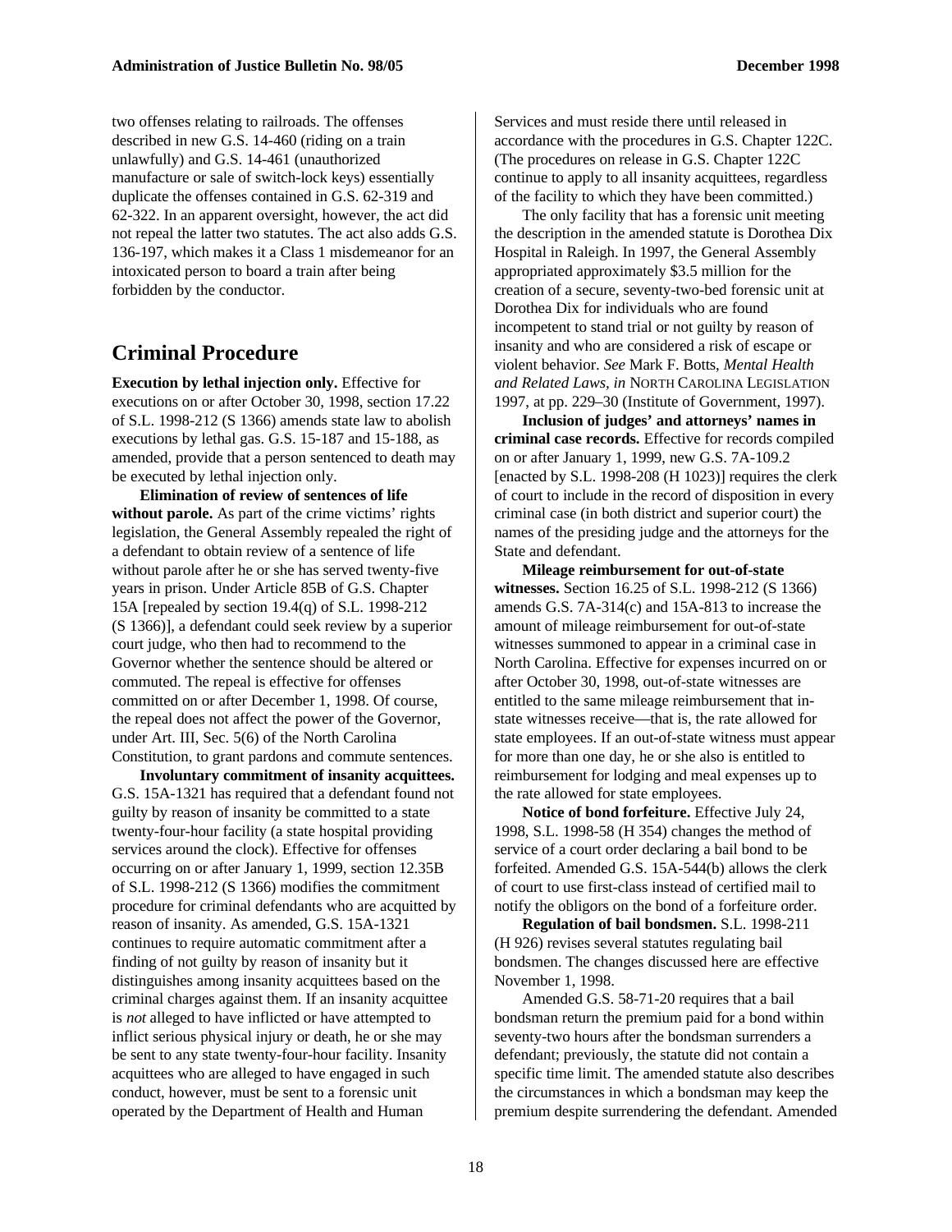two offenses relating to railroads. The offenses described in new G.S. 14-460 (riding on a train unlawfully) and G.S. 14-461 (unauthorized manufacture or sale of switch-lock keys) essentially duplicate the offenses contained in G.S. 62-319 and 62-322. In an apparent oversight, however, the act did not repeal the latter two statutes. The act also adds G.S. 136-197, which makes it a Class 1 misdemeanor for an intoxicated person to board a train after being forbidden by the conductor.

## Criminal Procedure

**Execution by lethal injection only.** Effective for executions on or after October 30, 1998, section 17.22 of S.L. 1998-212 (S 1366) amends state law to abolish executions by lethal gas. G.S. 15-187 and 15-188, as amended, provide that a person sentenced to death may be executed by lethal injection only.

**Elimination of review of sentences of life without parole.** As part of the crime victims' rights legislation, the General Assembly repealed the right of a defendant to obtain review of a sentence of life without parole after he or she has served twenty-five years in prison. Under Article 85B of G.S. Chapter 15A [repealed by section 19.4(q) of S.L. 1998-212 (S 1366)], a defendant could seek review by a superior court judge, who then had to recommend to the Governor whether the sentence should be altered or commuted. The repeal is effective for offenses committed on or after December 1, 1998. Of course, the repeal does not affect the power of the Governor, under Art. III, Sec. 5(6) of the North Carolina Constitution, to grant pardons and commute sentences.

**Involuntary commitment of insanity acquittees.** G.S. 15A-1321 has required that a defendant found not guilty by reason of insanity be committed to a state twenty-four-hour facility (a state hospital providing services around the clock). Effective for offenses occurring on or after January 1, 1999, section 12.35B of S.L. 1998-212 (S 1366) modifies the commitment procedure for criminal defendants who are acquitted by reason of insanity. As amended, G.S. 15A-1321 continues to require automatic commitment after a finding of not guilty by reason of insanity but it distinguishes among insanity acquittees based on the criminal charges against them. If an insanity acquittee is *not* alleged to have inflicted or have attempted to inflict serious physical injury or death, he or she may be sent to any state twenty-four-hour facility. Insanity acquittees who are alleged to have engaged in such conduct, however, must be sent to a forensic unit operated by the Department of Health and Human Services and must reside there until released in accordance with the procedures in G.S. Chapter 122C. (The procedures on release in G.S. Chapter 122C continue to apply to all insanity acquittees, regardless of the facility to which they have been committed.)

The only facility that has a forensic unit meeting the description in the amended statute is Dorothea Dix Hospital in Raleigh. In 1997, the General Assembly appropriated approximately $3.5 million for the creation of a secure, seventy-two-bed forensic unit at Dorothea Dix for individuals who are found incompetent to stand trial or not guilty by reason of insanity and who are considered a risk of escape or violent behavior. *See* Mark F. Botts, *Mental Health and Related Laws*, *in* NORTH CAROLINA LEGISLATION 1997, at pp. 229–30 (Institute of Government, 1997).

**Inclusion of judges' and attorneys' names in criminal case records.** Effective for records compiled on or after January 1, 1999, new G.S. 7A-109.2 [enacted by S.L. 1998-208 (H 1023)] requires the clerk of court to include in the record of disposition in every criminal case (in both district and superior court) the names of the presiding judge and the attorneys for the State and defendant.

**Mileage reimbursement for out-of-state witnesses.** Section 16.25 of S.L. 1998-212 (S 1366) amends G.S. 7A-314(c) and 15A-813 to increase the amount of mileage reimbursement for out-of-state witnesses summoned to appear in a criminal case in North Carolina. Effective for expenses incurred on or after October 30, 1998, out-of-state witnesses are entitled to the same mileage reimbursement that in-state witnesses receive—that is, the rate allowed for state employees. If an out-of-state witness must appear for more than one day, he or she also is entitled to reimbursement for lodging and meal expenses up to the rate allowed for state employees.

**Notice of bond forfeiture.** Effective July 24, 1998, S.L. 1998-58 (H 354) changes the method of service of a court order declaring a bail bond to be forfeited. Amended G.S. 15A-544(b) allows the clerk of court to use first-class instead of certified mail to notify the obligors on the bond of a forfeiture order.

**Regulation of bail bondsmen.** S.L. 1998-211 (H 926) revises several statutes regulating bail bondsmen. The changes discussed here are effective November 1, 1998.

Amended G.S. 58-71-20 requires that a bail bondsman return the premium paid for a bond within seventy-two hours after the bondsman surrenders a defendant; previously, the statute did not contain a specific time limit. The amended statute also describes the circumstances in which a bondsman may keep the premium despite surrendering the defendant. Amended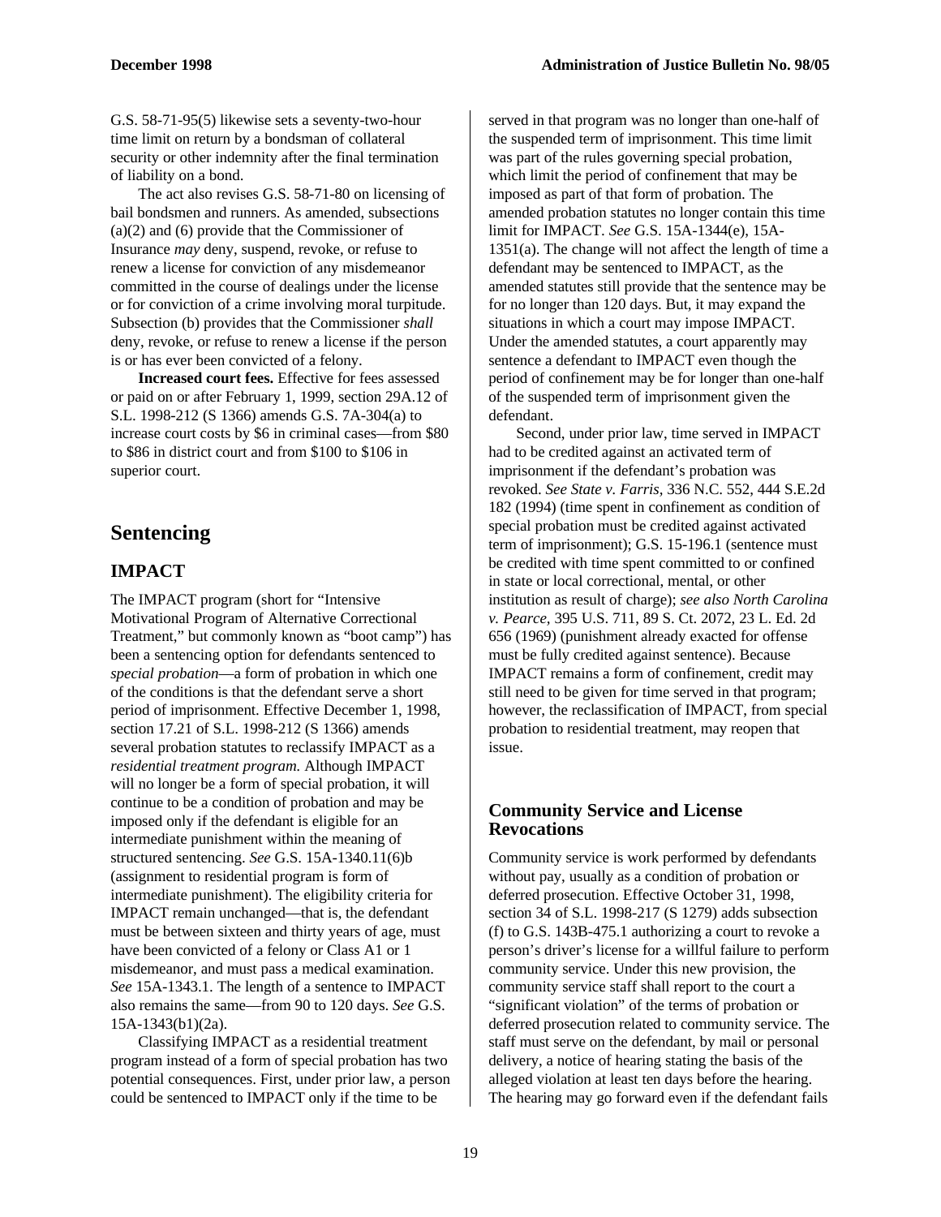G.S. 58-71-95(5) likewise sets a seventy-two-hour time limit on return by a bondsman of collateral security or other indemnity after the final termination of liability on a bond.

The act also revises G.S. 58-71-80 on licensing of bail bondsmen and runners. As amended, subsections (a)(2) and (6) provide that the Commissioner of Insurance *may* deny, suspend, revoke, or refuse to renew a license for conviction of any misdemeanor committed in the course of dealings under the license or for conviction of a crime involving moral turpitude. Subsection (b) provides that the Commissioner *shall* deny, revoke, or refuse to renew a license if the person is or has ever been convicted of a felony.

**Increased court fees.** Effective for fees assessed or paid on or after February 1, 1999, section 29A.12 of S.L. 1998-212 (S 1366) amends G.S. 7A-304(a) to increase court costs by $6 in criminal cases—from $80 to $86 in district court and from $100 to $106 in superior court.

# Sentencing

## IMPACT

The IMPACT program (short for "Intensive Motivational Program of Alternative Correctional Treatment," but commonly known as "boot camp") has been a sentencing option for defendants sentenced to *special probation*—a form of probation in which one of the conditions is that the defendant serve a short period of imprisonment. Effective December 1, 1998, section 17.21 of S.L. 1998-212 (S 1366) amends several probation statutes to reclassify IMPACT as a *residential treatment program.* Although IMPACT will no longer be a form of special probation, it will continue to be a condition of probation and may be imposed only if the defendant is eligible for an intermediate punishment within the meaning of structured sentencing. *See* G.S. 15A-1340.11(6)b (assignment to residential program is form of intermediate punishment). The eligibility criteria for IMPACT remain unchanged—that is, the defendant must be between sixteen and thirty years of age, must have been convicted of a felony or Class A1 or 1 misdemeanor, and must pass a medical examination. *See* 15A-1343.1. The length of a sentence to IMPACT also remains the same—from 90 to 120 days. *See* G.S. 15A-1343(b1)(2a).

Classifying IMPACT as a residential treatment program instead of a form of special probation has two potential consequences. First, under prior law, a person could be sentenced to IMPACT only if the time to be served in that program was no longer than one-half of the suspended term of imprisonment. This time limit was part of the rules governing special probation, which limit the period of confinement that may be imposed as part of that form of probation. The amended probation statutes no longer contain this time limit for IMPACT. *See* G.S. 15A-1344(e), 15A-1351(a). The change will not affect the length of time a defendant may be sentenced to IMPACT, as the amended statutes still provide that the sentence may be for no longer than 120 days. But, it may expand the situations in which a court may impose IMPACT. Under the amended statutes, a court apparently may sentence a defendant to IMPACT even though the period of confinement may be for longer than one-half of the suspended term of imprisonment given the defendant.

Second, under prior law, time served in IMPACT had to be credited against an activated term of imprisonment if the defendant's probation was revoked. *See State v. Farris,* 336 N.C. 552, 444 S.E.2d 182 (1994) (time spent in confinement as condition of special probation must be credited against activated term of imprisonment); G.S. 15-196.1 (sentence must be credited with time spent committed to or confined in state or local correctional, mental, or other institution as result of charge); *see also North Carolina v. Pearce,* 395 U.S. 711, 89 S. Ct. 2072, 23 L. Ed. 2d 656 (1969) (punishment already exacted for offense must be fully credited against sentence). Because IMPACT remains a form of confinement, credit may still need to be given for time served in that program; however, the reclassification of IMPACT, from special probation to residential treatment, may reopen that issue.

## Community Service and License Revocations

Community service is work performed by defendants without pay, usually as a condition of probation or deferred prosecution. Effective October 31, 1998, section 34 of S.L. 1998-217 (S 1279) adds subsection (f) to G.S. 143B-475.1 authorizing a court to revoke a person's driver's license for a willful failure to perform community service. Under this new provision, the community service staff shall report to the court a "significant violation" of the terms of probation or deferred prosecution related to community service. The staff must serve on the defendant, by mail or personal delivery, a notice of hearing stating the basis of the alleged violation at least ten days before the hearing. The hearing may go forward even if the defendant fails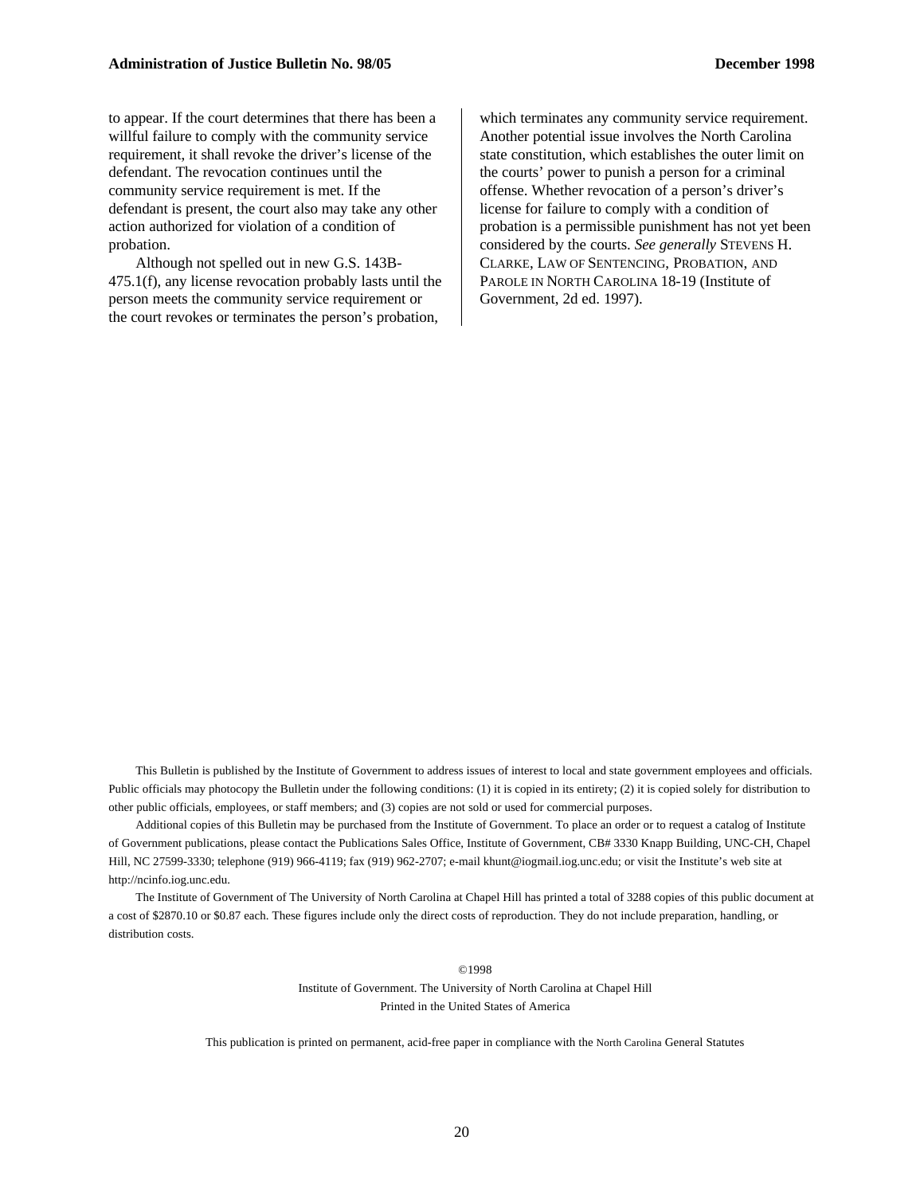to appear. If the court determines that there has been a willful failure to comply with the community service requirement, it shall revoke the driver's license of the defendant. The revocation continues until the community service requirement is met. If the defendant is present, the court also may take any other action authorized for violation of a condition of probation.

Although not spelled out in new G.S. 143B-475.1(f), any license revocation probably lasts until the person meets the community service requirement or the court revokes or terminates the person's probation, which terminates any community service requirement. Another potential issue involves the North Carolina state constitution, which establishes the outer limit on the courts' power to punish a person for a criminal offense. Whether revocation of a person's driver's license for failure to comply with a condition of probation is a permissible punishment has not yet been considered by the courts. *See generally* STEVENS H. CLARKE, LAW OF SENTENCING, PROBATION, AND PAROLE IN NORTH CAROLINA 18-19 (Institute of Government, 2d ed. 1997).

This Bulletin is published by the Institute of Government to address issues of interest to local and state government employees and officials. Public officials may photocopy the Bulletin under the following conditions: (1) it is copied in its entirety; (2) it is copied solely for distribution to other public officials, employees, or staff members; and (3) copies are not sold or used for commercial purposes.

Additional copies of this Bulletin may be purchased from the Institute of Government. To place an order or to request a catalog of Institute of Government publications, please contact the Publications Sales Office, Institute of Government, CB# 3330 Knapp Building, UNC-CH, Chapel Hill, NC 27599-3330; telephone (919) 966-4119; fax (919) 962-2707; e-mail khunt@iogmail.iog.unc.edu; or visit the Institute's web site at http://ncinfo.iog.unc.edu.

The Institute of Government of The University of North Carolina at Chapel Hill has printed a total of 3288 copies of this public document at a cost of $2870.10 or $0.87 each. These figures include only the direct costs of reproduction. They do not include preparation, handling, or distribution costs.

©1998
Institute of Government. The University of North Carolina at Chapel Hill
Printed in the United States of America

This publication is printed on permanent, acid-free paper in compliance with the North Carolina General Statutes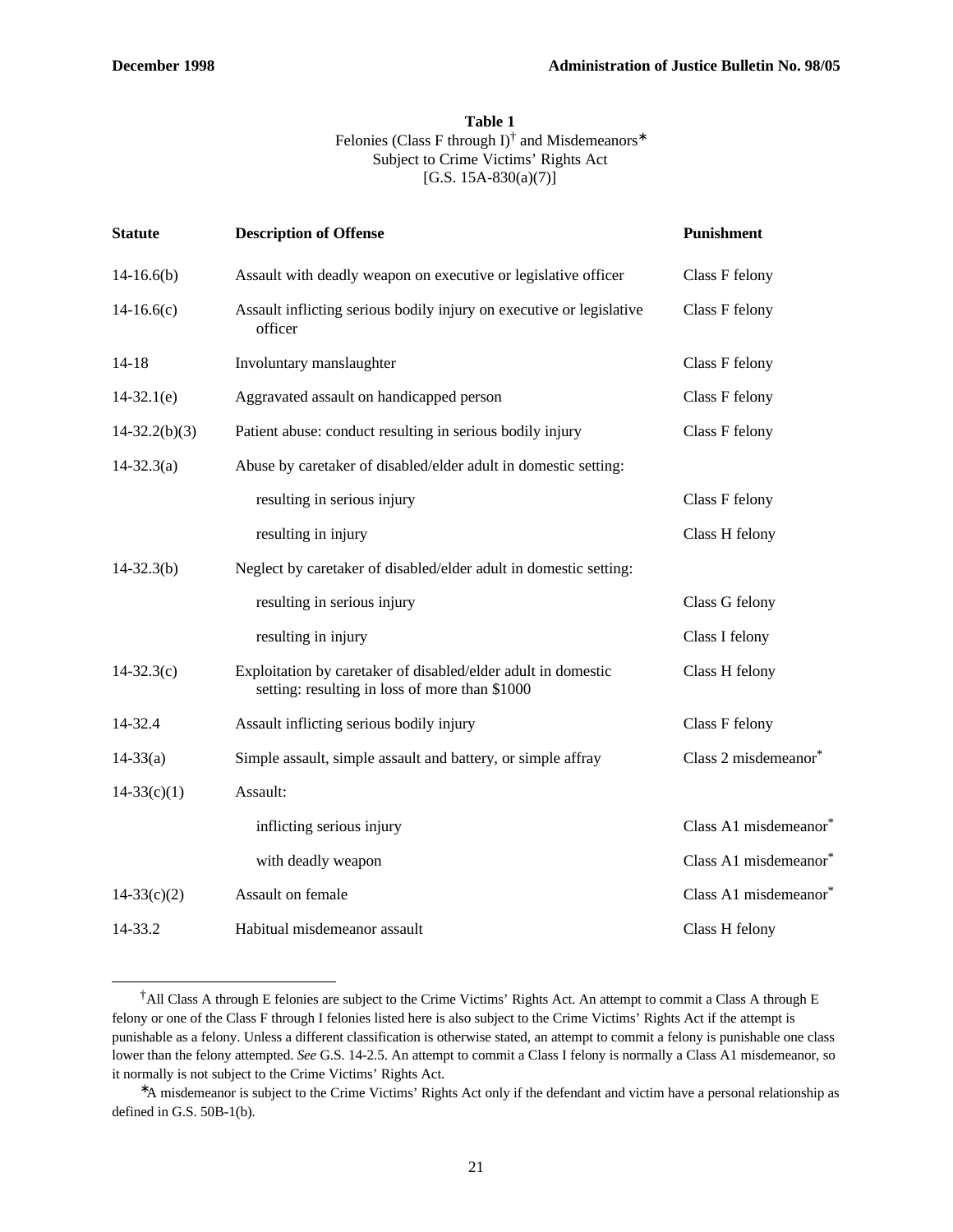**Table 1**
Felonies (Class F through I)† and Misdemeanors*
Subject to Crime Victims' Rights Act
[G.S. 15A-830(a)(7)]

| Statute | Description of Offense | Punishment |
|---|---|---|
| 14-16.6(b) | Assault with deadly weapon on executive or legislative officer | Class F felony |
| 14-16.6(c) | Assault inflicting serious bodily injury on executive or legislative officer | Class F felony |
| 14-18 | Involuntary manslaughter | Class F felony |
| 14-32.1(e) | Aggravated assault on handicapped person | Class F felony |
| 14-32.2(b)(3) | Patient abuse: conduct resulting in serious bodily injury | Class F felony |
| 14-32.3(a) | Abuse by caretaker of disabled/elder adult in domestic setting: | |
| | resulting in serious injury | Class F felony |
| | resulting in injury | Class H felony |
| 14-32.3(b) | Neglect by caretaker of disabled/elder adult in domestic setting: | |
| | resulting in serious injury | Class G felony |
| | resulting in injury | Class I felony |
| 14-32.3(c) | Exploitation by caretaker of disabled/elder adult in domestic setting: resulting in loss of more than $1000 | Class H felony |
| 14-32.4 | Assault inflicting serious bodily injury | Class F felony |
| 14-33(a) | Simple assault, simple assault and battery, or simple affray | Class 2 misdemeanor* |
| 14-33(c)(1) | Assault: | |
| | inflicting serious injury | Class A1 misdemeanor* |
| | with deadly weapon | Class A1 misdemeanor* |
| 14-33(c)(2) | Assault on female | Class A1 misdemeanor* |
| 14-33.2 | Habitual misdemeanor assault | Class H felony |

†All Class A through E felonies are subject to the Crime Victims' Rights Act. An attempt to commit a Class A through E felony or one of the Class F through I felonies listed here is also subject to the Crime Victims' Rights Act if the attempt is punishable as a felony. Unless a different classification is otherwise stated, an attempt to commit a felony is punishable one class lower than the felony attempted. *See* G.S. 14-2.5. An attempt to commit a Class I felony is normally a Class A1 misdemeanor, so it normally is not subject to the Crime Victims' Rights Act.

*A misdemeanor is subject to the Crime Victims' Rights Act only if the defendant and victim have a personal relationship as defined in G.S. 50B-1(b).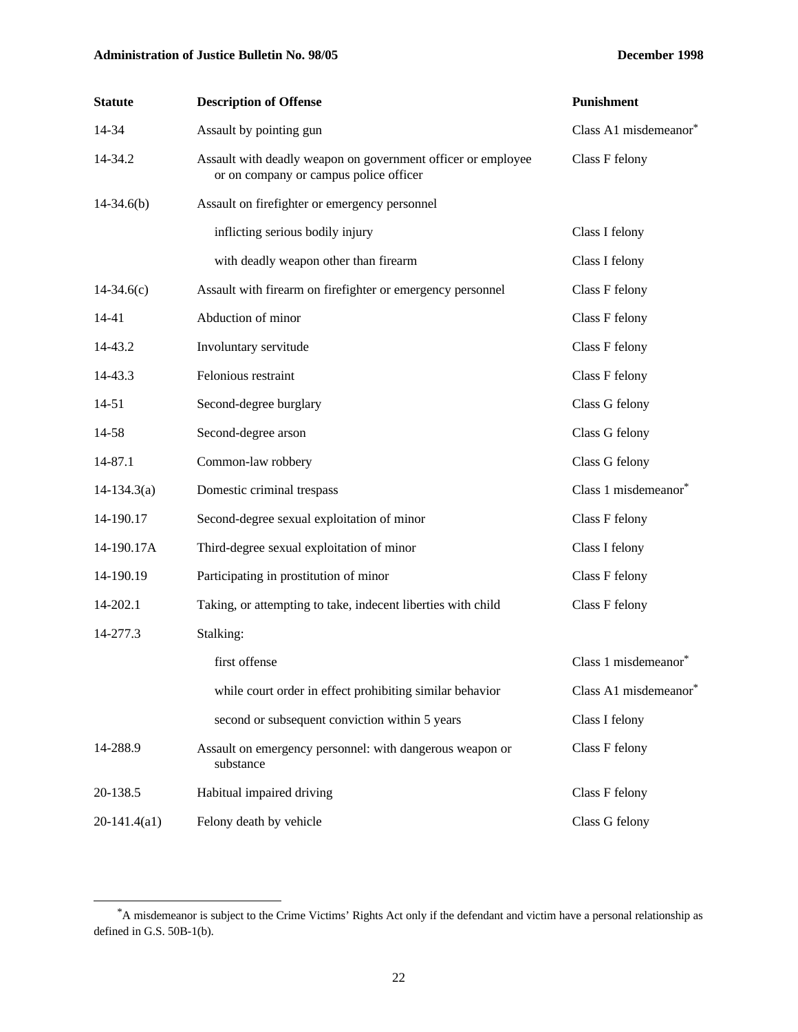| Statute | Description of Offense | Punishment |
|---|---|---|
| 14-34 | Assault by pointing gun | Class A1 misdemeanor* |
| 14-34.2 | Assault with deadly weapon on government officer or employee or on company or campus police officer | Class F felony |
| 14-34.6(b) | Assault on firefighter or emergency personnel | |
| | inflicting serious bodily injury | Class I felony |
| | with deadly weapon other than firearm | Class I felony |
| 14-34.6(c) | Assault with firearm on firefighter or emergency personnel | Class F felony |
| 14-41 | Abduction of minor | Class F felony |
| 14-43.2 | Involuntary servitude | Class F felony |
| 14-43.3 | Felonious restraint | Class F felony |
| 14-51 | Second-degree burglary | Class G felony |
| 14-58 | Second-degree arson | Class G felony |
| 14-87.1 | Common-law robbery | Class G felony |
| 14-134.3(a) | Domestic criminal trespass | Class 1 misdemeanor* |
| 14-190.17 | Second-degree sexual exploitation of minor | Class F felony |
| 14-190.17A | Third-degree sexual exploitation of minor | Class I felony |
| 14-190.19 | Participating in prostitution of minor | Class F felony |
| 14-202.1 | Taking, or attempting to take, indecent liberties with child | Class F felony |
| 14-277.3 | Stalking: | |
| | first offense | Class 1 misdemeanor* |
| | while court order in effect prohibiting similar behavior | Class A1 misdemeanor* |
| | second or subsequent conviction within 5 years | Class I felony |
| 14-288.9 | Assault on emergency personnel: with dangerous weapon or substance | Class F felony |
| 20-138.5 | Habitual impaired driving | Class F felony |
| 20-141.4(a1) | Felony death by vehicle | Class G felony |

*A misdemeanor is subject to the Crime Victims' Rights Act only if the defendant and victim have a personal relationship as defined in G.S. 50B-1(b).